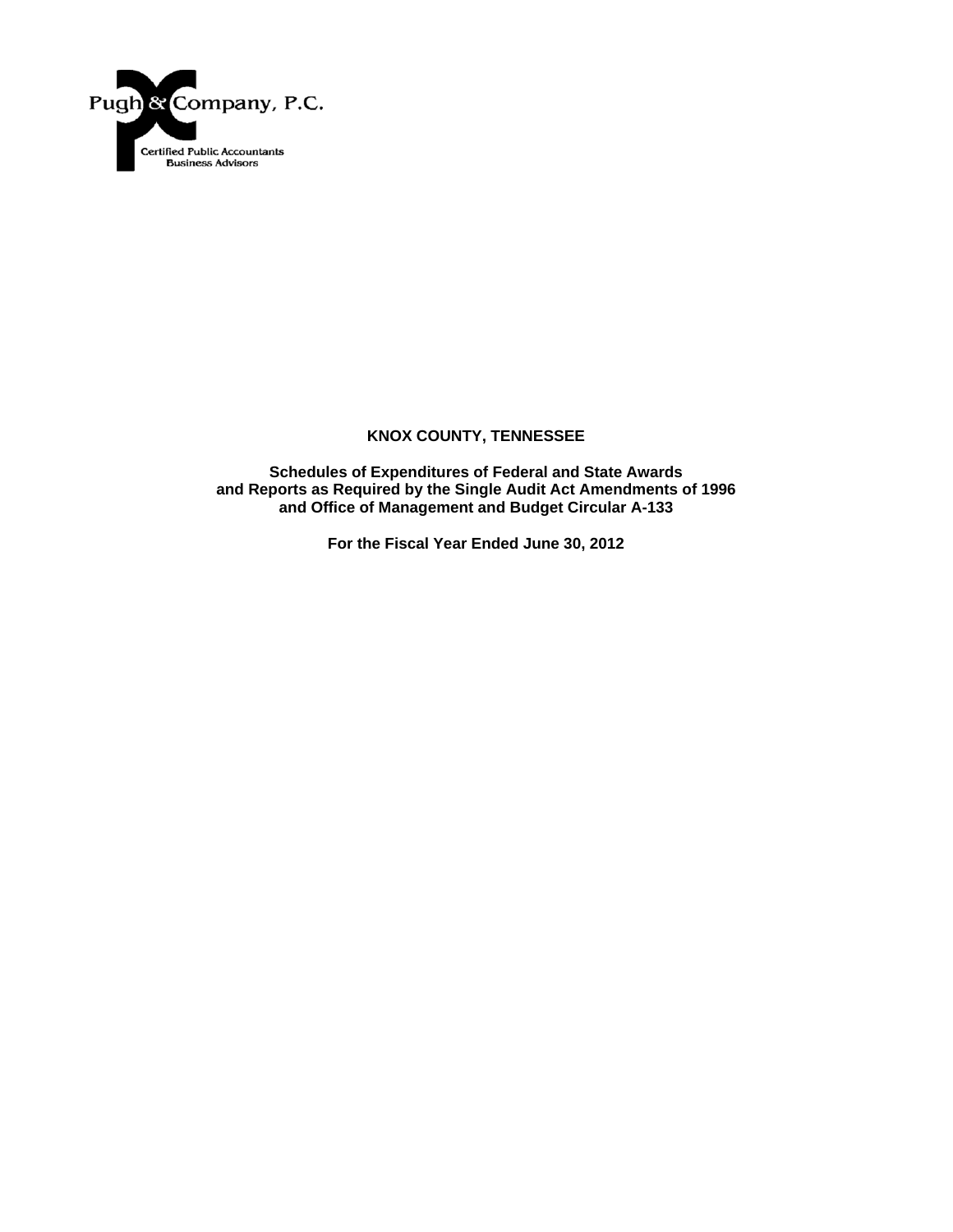Pugh & Company, P.C.

Certified Public Accountants
Business Advisors

# KNOX COUNTY, TENNESSEE

## Schedules of Expenditures of Federal and State Awards and Reports as Required by the Single Audit Act Amendments of 1996 and Office of Management and Budget Circular A-133

### For the Fiscal Year Ended June 30, 2012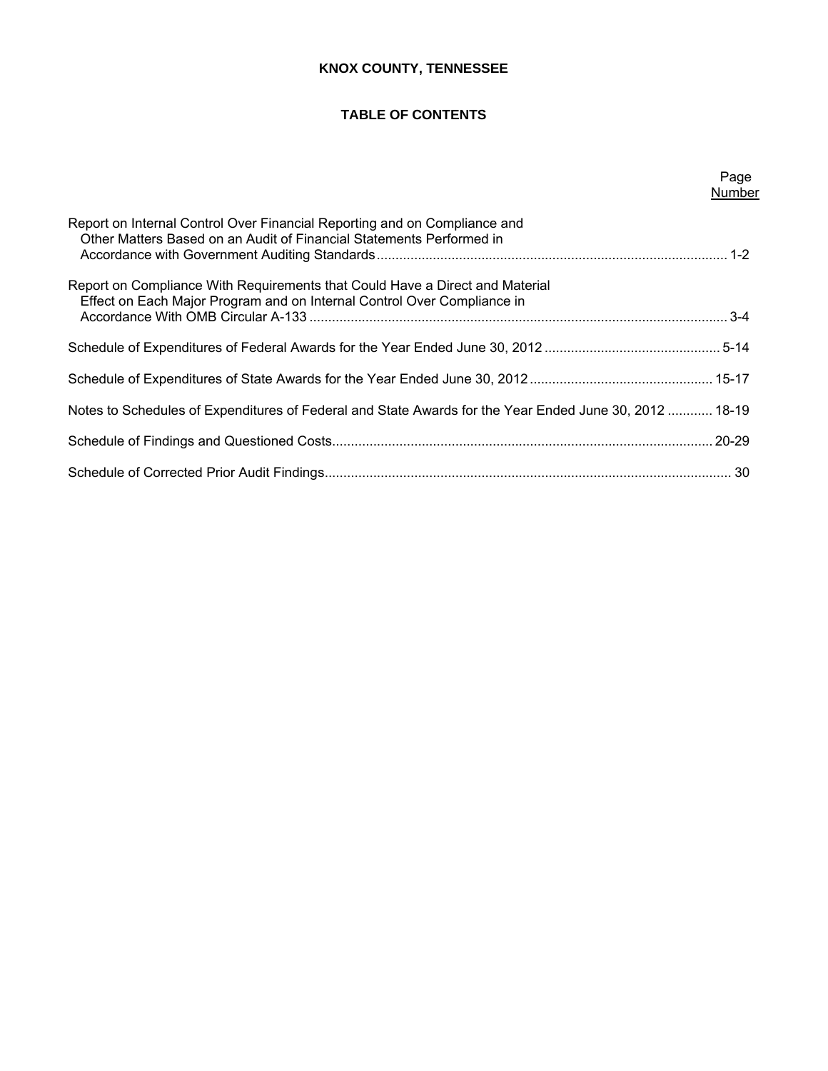**KNOX COUNTY, TENNESSEE**

**TABLE OF CONTENTS**

| | Page Number |
|---|---|
| Report on Internal Control Over Financial Reporting and on Compliance and Other Matters Based on an Audit of Financial Statements Performed in Accordance with Government Auditing Standards | 1-2 |
| Report on Compliance With Requirements that Could Have a Direct and Material Effect on Each Major Program and on Internal Control Over Compliance in Accordance With OMB Circular A-133 | 3-4 |
| Schedule of Expenditures of Federal Awards for the Year Ended June 30, 2012 | 5-14 |
| Schedule of Expenditures of State Awards for the Year Ended June 30, 2012 | 15-17 |
| Notes to Schedules of Expenditures of Federal and State Awards for the Year Ended June 30, 2012 | 18-19 |
| Schedule of Findings and Questioned Costs | 20-29 |
| Schedule of Corrected Prior Audit Findings | 30 |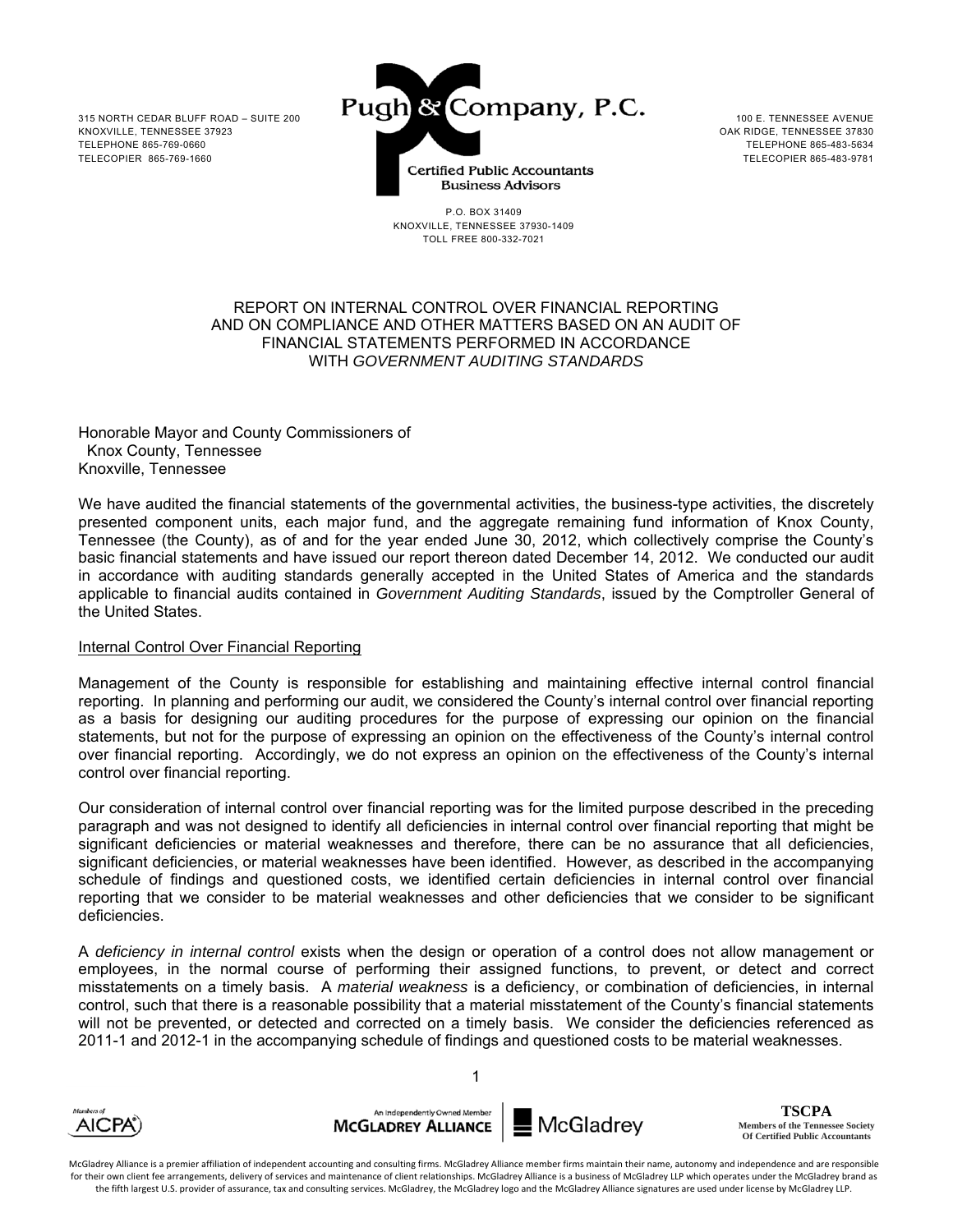315 NORTH CEDAR BLUFF ROAD – SUITE 200
KNOXVILLE, TENNESSEE 37923
TELEPHONE 865-769-0660
TELECOPIER 865-769-1660

**Pugh & Company, P.C.**
Certified Public Accountants
Business Advisors

100 E. TENNESSEE AVENUE
OAK RIDGE, TENNESSEE 37830
TELEPHONE 865-483-5634
TELECOPIER 865-483-9781

P.O. BOX 31409
KNOXVILLE, TENNESSEE 37930-1409
TOLL FREE 800-332-7021

# REPORT ON INTERNAL CONTROL OVER FINANCIAL REPORTING AND ON COMPLIANCE AND OTHER MATTERS BASED ON AN AUDIT OF FINANCIAL STATEMENTS PERFORMED IN ACCORDANCE WITH *GOVERNMENT AUDITING STANDARDS*

Honorable Mayor and County Commissioners of
Knox County, Tennessee
Knoxville, Tennessee

We have audited the financial statements of the governmental activities, the business-type activities, the discretely presented component units, each major fund, and the aggregate remaining fund information of Knox County, Tennessee (the County), as of and for the year ended June 30, 2012, which collectively comprise the County's basic financial statements and have issued our report thereon dated December 14, 2012. We conducted our audit in accordance with auditing standards generally accepted in the United States of America and the standards applicable to financial audits contained in *Government Auditing Standards*, issued by the Comptroller General of the United States.

## Internal Control Over Financial Reporting

Management of the County is responsible for establishing and maintaining effective internal control financial reporting. In planning and performing our audit, we considered the County's internal control over financial reporting as a basis for designing our auditing procedures for the purpose of expressing our opinion on the financial statements, but not for the purpose of expressing an opinion on the effectiveness of the County's internal control over financial reporting. Accordingly, we do not express an opinion on the effectiveness of the County's internal control over financial reporting.

Our consideration of internal control over financial reporting was for the limited purpose described in the preceding paragraph and was not designed to identify all deficiencies in internal control over financial reporting that might be significant deficiencies or material weaknesses and therefore, there can be no assurance that all deficiencies, significant deficiencies, or material weaknesses have been identified. However, as described in the accompanying schedule of findings and questioned costs, we identified certain deficiencies in internal control over financial reporting that we consider to be material weaknesses and other deficiencies that we consider to be significant deficiencies.

A *deficiency in internal control* exists when the design or operation of a control does not allow management or employees, in the normal course of performing their assigned functions, to prevent, or detect and correct misstatements on a timely basis. A *material weakness* is a deficiency, or combination of deficiencies, in internal control, such that there is a reasonable possibility that a material misstatement of the County's financial statements will not be prevented, or detected and corrected on a timely basis. We consider the deficiencies referenced as 2011-1 and 2012-1 in the accompanying schedule of findings and questioned costs to be material weaknesses.

Members of AICPA

An Independently Owned Member McGLADREY ALLIANCE | McGladrey

**TSCPA**
Members of the Tennessee Society Of Certified Public Accountants

McGladrey Alliance is a premier affiliation of independent accounting and consulting firms. McGladrey Alliance member firms maintain their name, autonomy and independence and are responsible for their own client fee arrangements, delivery of services and maintenance of client relationships. McGladrey Alliance is a business of McGladrey LLP which operates under the McGladrey brand as the fifth largest U.S. provider of assurance, tax and consulting services. McGladrey, the McGladrey logo and the McGladrey Alliance signatures are used under license by McGladrey LLP.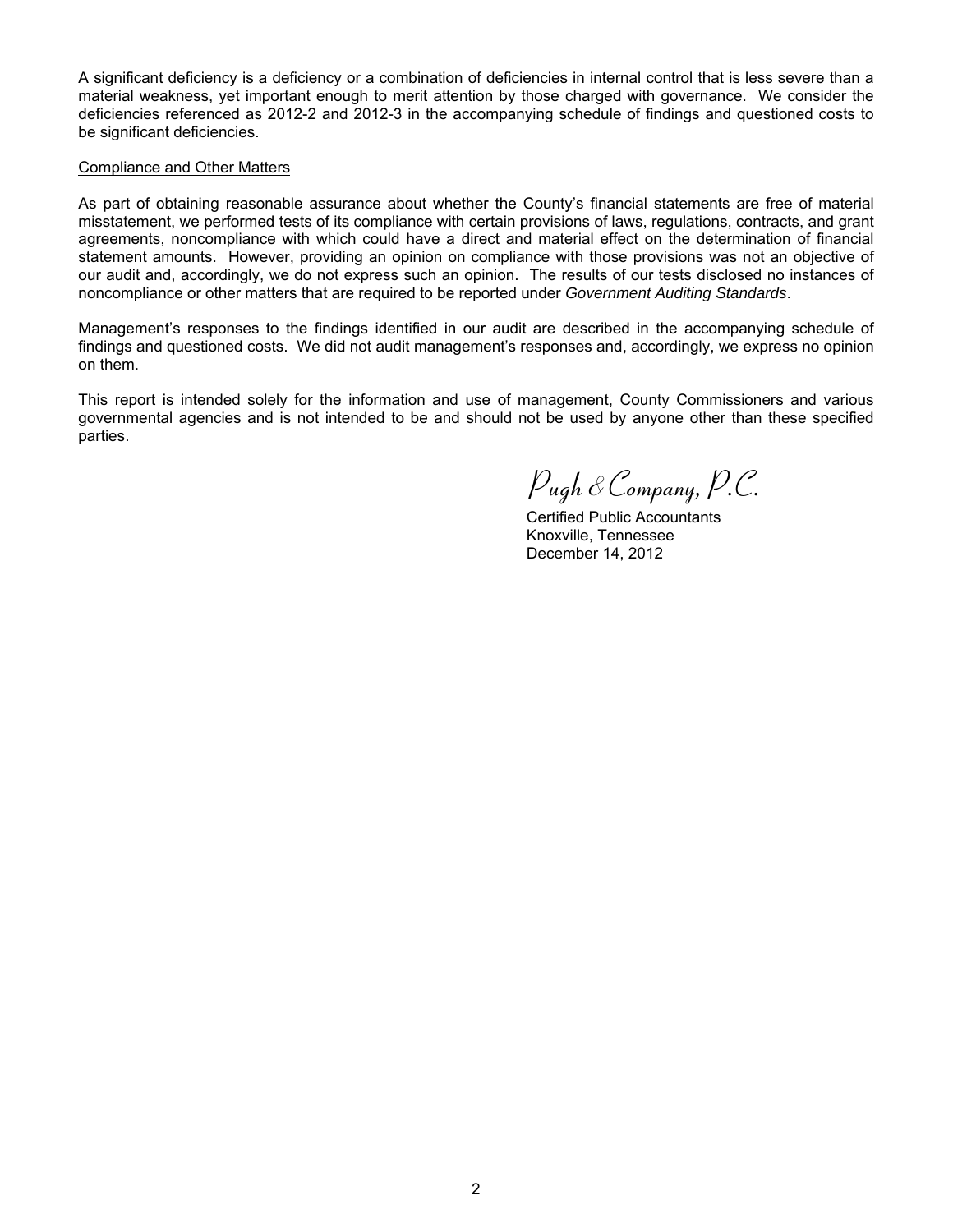A significant deficiency is a deficiency or a combination of deficiencies in internal control that is less severe than a material weakness, yet important enough to merit attention by those charged with governance. We consider the deficiencies referenced as 2012-2 and 2012-3 in the accompanying schedule of findings and questioned costs to be significant deficiencies.

Compliance and Other Matters

As part of obtaining reasonable assurance about whether the County's financial statements are free of material misstatement, we performed tests of its compliance with certain provisions of laws, regulations, contracts, and grant agreements, noncompliance with which could have a direct and material effect on the determination of financial statement amounts. However, providing an opinion on compliance with those provisions was not an objective of our audit and, accordingly, we do not express such an opinion. The results of our tests disclosed no instances of noncompliance or other matters that are required to be reported under *Government Auditing Standards*.

Management's responses to the findings identified in our audit are described in the accompanying schedule of findings and questioned costs. We did not audit management's responses and, accordingly, we express no opinion on them.

This report is intended solely for the information and use of management, County Commissioners and various governmental agencies and is not intended to be and should not be used by anyone other than these specified parties.

*Pugh & Company, P.C.*

Certified Public Accountants
Knoxville, Tennessee
December 14, 2012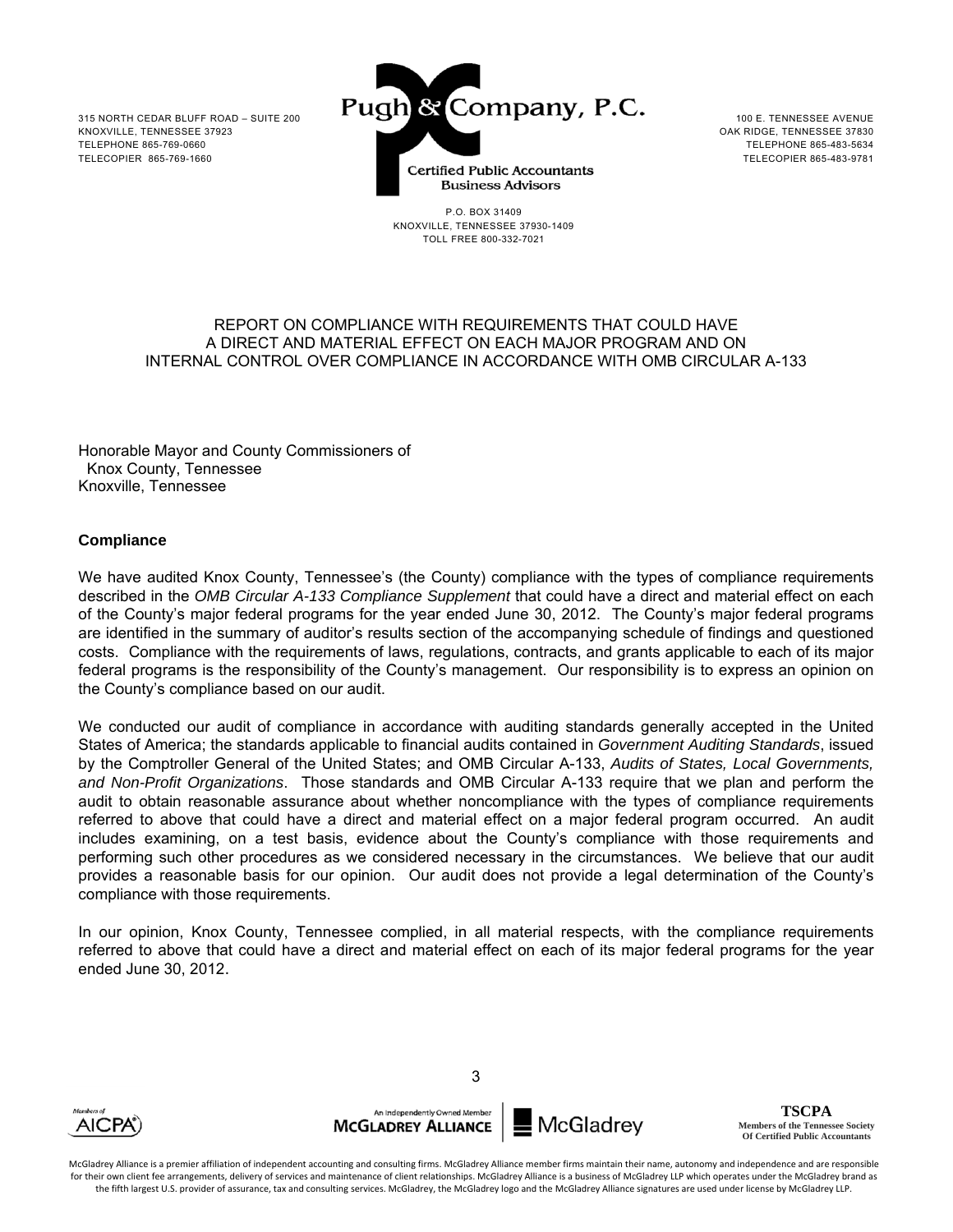315 NORTH CEDAR BLUFF ROAD – SUITE 200
KNOXVILLE, TENNESSEE 37923
TELEPHONE 865-769-0660
TELECOPIER 865-769-1660

Pugh & Company, P.C.
Certified Public Accountants
Business Advisors

100 E. TENNESSEE AVENUE
OAK RIDGE, TENNESSEE 37830
TELEPHONE 865-483-5634
TELECOPIER 865-483-9781

P.O. BOX 31409
KNOXVILLE, TENNESSEE 37930-1409
TOLL FREE 800-332-7021

# REPORT ON COMPLIANCE WITH REQUIREMENTS THAT COULD HAVE A DIRECT AND MATERIAL EFFECT ON EACH MAJOR PROGRAM AND ON INTERNAL CONTROL OVER COMPLIANCE IN ACCORDANCE WITH OMB CIRCULAR A-133

Honorable Mayor and County Commissioners of
Knox County, Tennessee
Knoxville, Tennessee

## Compliance

We have audited Knox County, Tennessee's (the County) compliance with the types of compliance requirements described in the *OMB Circular A-133 Compliance Supplement* that could have a direct and material effect on each of the County's major federal programs for the year ended June 30, 2012. The County's major federal programs are identified in the summary of auditor's results section of the accompanying schedule of findings and questioned costs. Compliance with the requirements of laws, regulations, contracts, and grants applicable to each of its major federal programs is the responsibility of the County's management. Our responsibility is to express an opinion on the County's compliance based on our audit.

We conducted our audit of compliance in accordance with auditing standards generally accepted in the United States of America; the standards applicable to financial audits contained in *Government Auditing Standards*, issued by the Comptroller General of the United States; and OMB Circular A-133, *Audits of States, Local Governments, and Non-Profit Organizations*. Those standards and OMB Circular A-133 require that we plan and perform the audit to obtain reasonable assurance about whether noncompliance with the types of compliance requirements referred to above that could have a direct and material effect on a major federal program occurred. An audit includes examining, on a test basis, evidence about the County's compliance with those requirements and performing such other procedures as we considered necessary in the circumstances. We believe that our audit provides a reasonable basis for our opinion. Our audit does not provide a legal determination of the County's compliance with those requirements.

In our opinion, Knox County, Tennessee complied, in all material respects, with the compliance requirements referred to above that could have a direct and material effect on each of its major federal programs for the year ended June 30, 2012.

Members of AICPA

An Independently Owned Member McGLADREY ALLIANCE | McGladrey

**TSCPA**
Members of the Tennessee Society Of Certified Public Accountants

McGladrey Alliance is a premier affiliation of independent accounting and consulting firms. McGladrey Alliance member firms maintain their name, autonomy and independence and are responsible for their own client fee arrangements, delivery of services and maintenance of client relationships. McGladrey Alliance is a business of McGladrey LLP which operates under the McGladrey brand as the fifth largest U.S. provider of assurance, tax and consulting services. McGladrey, the McGladrey logo and the McGladrey Alliance signatures are used under license by McGladrey LLP.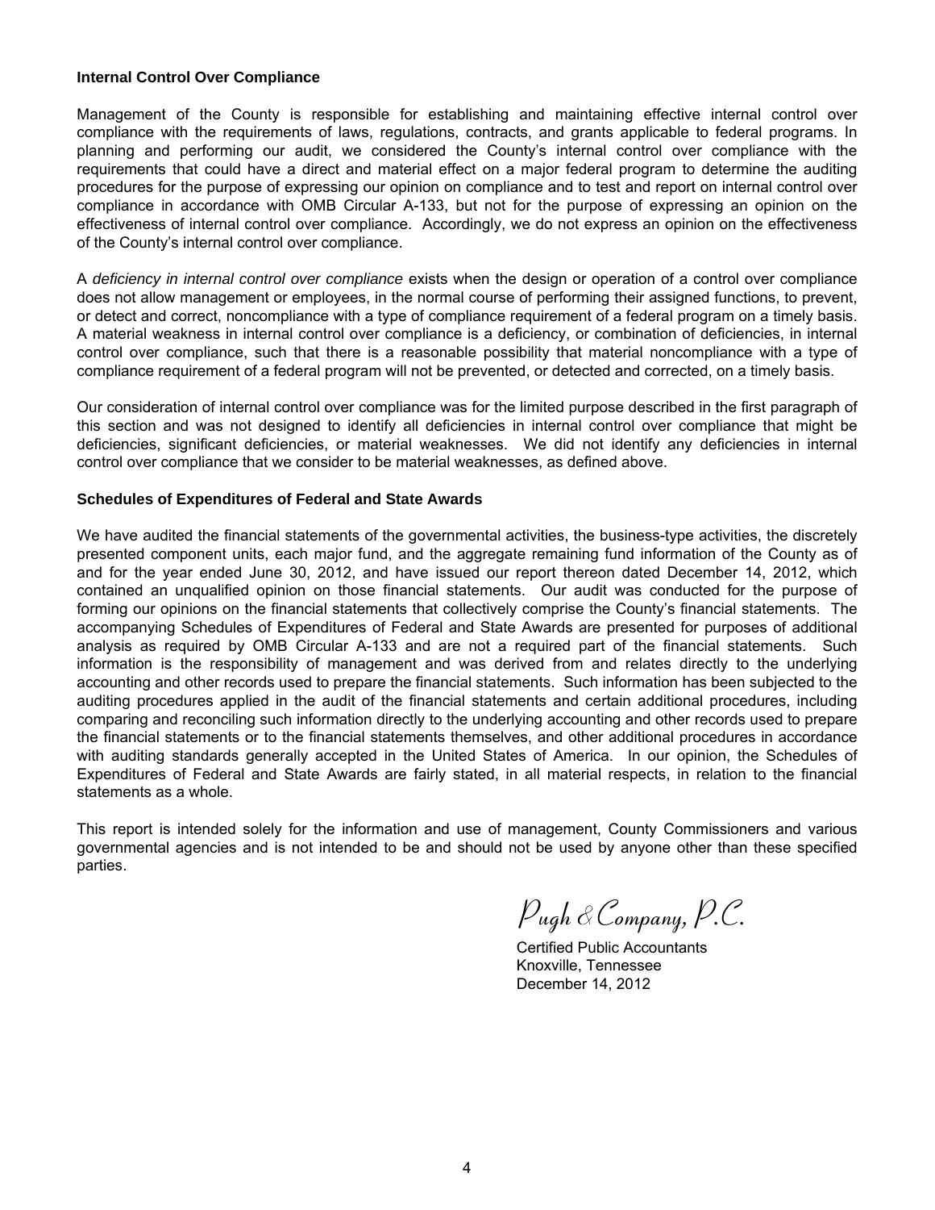**Internal Control Over Compliance**

Management of the County is responsible for establishing and maintaining effective internal control over compliance with the requirements of laws, regulations, contracts, and grants applicable to federal programs. In planning and performing our audit, we considered the County's internal control over compliance with the requirements that could have a direct and material effect on a major federal program to determine the auditing procedures for the purpose of expressing our opinion on compliance and to test and report on internal control over compliance in accordance with OMB Circular A-133, but not for the purpose of expressing an opinion on the effectiveness of internal control over compliance. Accordingly, we do not express an opinion on the effectiveness of the County's internal control over compliance.

A *deficiency in internal control over compliance* exists when the design or operation of a control over compliance does not allow management or employees, in the normal course of performing their assigned functions, to prevent, or detect and correct, noncompliance with a type of compliance requirement of a federal program on a timely basis. A material weakness in internal control over compliance is a deficiency, or combination of deficiencies, in internal control over compliance, such that there is a reasonable possibility that material noncompliance with a type of compliance requirement of a federal program will not be prevented, or detected and corrected, on a timely basis.

Our consideration of internal control over compliance was for the limited purpose described in the first paragraph of this section and was not designed to identify all deficiencies in internal control over compliance that might be deficiencies, significant deficiencies, or material weaknesses. We did not identify any deficiencies in internal control over compliance that we consider to be material weaknesses, as defined above.

**Schedules of Expenditures of Federal and State Awards**

We have audited the financial statements of the governmental activities, the business-type activities, the discretely presented component units, each major fund, and the aggregate remaining fund information of the County as of and for the year ended June 30, 2012, and have issued our report thereon dated December 14, 2012, which contained an unqualified opinion on those financial statements. Our audit was conducted for the purpose of forming our opinions on the financial statements that collectively comprise the County's financial statements. The accompanying Schedules of Expenditures of Federal and State Awards are presented for purposes of additional analysis as required by OMB Circular A-133 and are not a required part of the financial statements. Such information is the responsibility of management and was derived from and relates directly to the underlying accounting and other records used to prepare the financial statements. Such information has been subjected to the auditing procedures applied in the audit of the financial statements and certain additional procedures, including comparing and reconciling such information directly to the underlying accounting and other records used to prepare the financial statements or to the financial statements themselves, and other additional procedures in accordance with auditing standards generally accepted in the United States of America. In our opinion, the Schedules of Expenditures of Federal and State Awards are fairly stated, in all material respects, in relation to the financial statements as a whole.

This report is intended solely for the information and use of management, County Commissioners and various governmental agencies and is not intended to be and should not be used by anyone other than these specified parties.

*Pugh & Company, P.C.*

Certified Public Accountants
Knoxville, Tennessee
December 14, 2012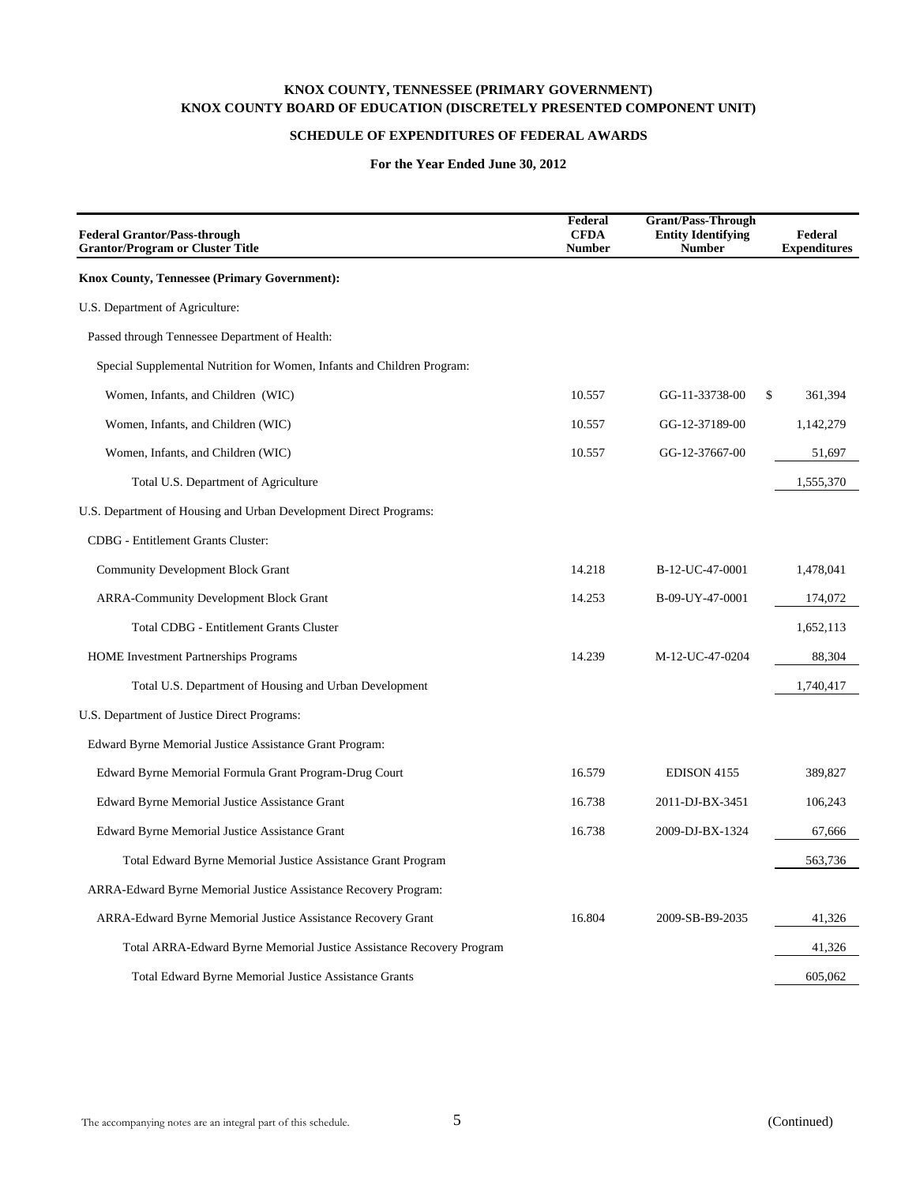**KNOX COUNTY, TENNESSEE (PRIMARY GOVERNMENT)**
**KNOX COUNTY BOARD OF EDUCATION (DISCRETELY PRESENTED COMPONENT UNIT)**

**SCHEDULE OF EXPENDITURES OF FEDERAL AWARDS**

**For the Year Ended June 30, 2012**

| Federal Grantor/Pass-through Grantor/Program or Cluster Title | Federal CFDA Number | Grant/Pass-Through Entity Identifying Number | Federal Expenditures |
|---|---|---|---|
| **Knox County, Tennessee (Primary Government):** | | | |
| U.S. Department of Agriculture: | | | |
| Passed through Tennessee Department of Health: | | | |
| Special Supplemental Nutrition for Women, Infants and Children Program: | | | |
| Women, Infants, and Children (WIC) | 10.557 | GG-11-33738-00 | $ 361,394 |
| Women, Infants, and Children (WIC) | 10.557 | GG-12-37189-00 | 1,142,279 |
| Women, Infants, and Children (WIC) | 10.557 | GG-12-37667-00 | 51,697 |
| Total U.S. Department of Agriculture | | | 1,555,370 |
| U.S. Department of Housing and Urban Development Direct Programs: | | | |
| CDBG - Entitlement Grants Cluster: | | | |
| Community Development Block Grant | 14.218 | B-12-UC-47-0001 | 1,478,041 |
| ARRA-Community Development Block Grant | 14.253 | B-09-UY-47-0001 | 174,072 |
| Total CDBG - Entitlement Grants Cluster | | | 1,652,113 |
| HOME Investment Partnerships Programs | 14.239 | M-12-UC-47-0204 | 88,304 |
| Total U.S. Department of Housing and Urban Development | | | 1,740,417 |
| U.S. Department of Justice Direct Programs: | | | |
| Edward Byrne Memorial Justice Assistance Grant Program: | | | |
| Edward Byrne Memorial Formula Grant Program-Drug Court | 16.579 | EDISON 4155 | 389,827 |
| Edward Byrne Memorial Justice Assistance Grant | 16.738 | 2011-DJ-BX-3451 | 106,243 |
| Edward Byrne Memorial Justice Assistance Grant | 16.738 | 2009-DJ-BX-1324 | 67,666 |
| Total Edward Byrne Memorial Justice Assistance Grant Program | | | 563,736 |
| ARRA-Edward Byrne Memorial Justice Assistance Recovery Program: | | | |
| ARRA-Edward Byrne Memorial Justice Assistance Recovery Grant | 16.804 | 2009-SB-B9-2035 | 41,326 |
| Total ARRA-Edward Byrne Memorial Justice Assistance Recovery Program | | | 41,326 |
| Total Edward Byrne Memorial Justice Assistance Grants | | | 605,062 |

The accompanying notes are an integral part of this schedule.

(Continued)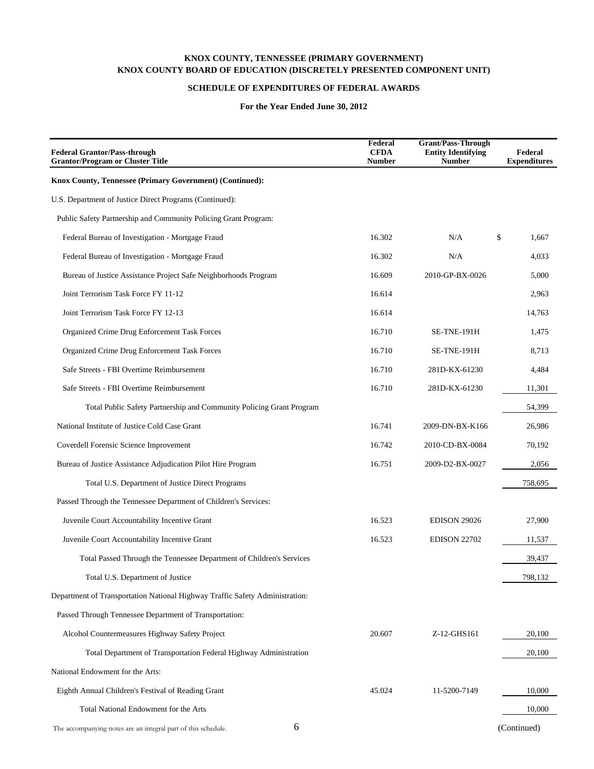**KNOX COUNTY, TENNESSEE (PRIMARY GOVERNMENT)**
**KNOX COUNTY BOARD OF EDUCATION (DISCRETELY PRESENTED COMPONENT UNIT)**

**SCHEDULE OF EXPENDITURES OF FEDERAL AWARDS**

**For the Year Ended June 30, 2012**

| Federal Grantor/Pass-through Grantor/Program or Cluster Title | Federal CFDA Number | Grant/Pass-Through Entity Identifying Number | Federal Expenditures |
|---|---|---|---|
| **Knox County, Tennessee (Primary Government) (Continued):** | | | |
| U.S. Department of Justice Direct Programs (Continued): | | | |
| Public Safety Partnership and Community Policing Grant Program: | | | |
| Federal Bureau of Investigation - Mortgage Fraud | 16.302 | N/A | $ 1,667 |
| Federal Bureau of Investigation - Mortgage Fraud | 16.302 | N/A | 4,033 |
| Bureau of Justice Assistance Project Safe Neighborhoods Program | 16.609 | 2010-GP-BX-0026 | 5,000 |
| Joint Terrorism Task Force FY 11-12 | 16.614 | | 2,963 |
| Joint Terrorism Task Force FY 12-13 | 16.614 | | 14,763 |
| Organized Crime Drug Enforcement Task Forces | 16.710 | SE-TNE-191H | 1,475 |
| Organized Crime Drug Enforcement Task Forces | 16.710 | SE-TNE-191H | 8,713 |
| Safe Streets - FBI Overtime Reimbursement | 16.710 | 281D-KX-61230 | 4,484 |
| Safe Streets - FBI Overtime Reimbursement | 16.710 | 281D-KX-61230 | 11,301 |
| Total Public Safety Partnership and Community Policing Grant Program | | | 54,399 |
| National Institute of Justice Cold Case Grant | 16.741 | 2009-DN-BX-K166 | 26,986 |
| Coverdell Forensic Science Improvement | 16.742 | 2010-CD-BX-0084 | 70,192 |
| Bureau of Justice Assistance Adjudication Pilot Hire Program | 16.751 | 2009-D2-BX-0027 | 2,056 |
| Total U.S. Department of Justice Direct Programs | | | 758,695 |
| Passed Through the Tennessee Department of Children's Services: | | | |
| Juvenile Court Accountability Incentive Grant | 16.523 | EDISON 29026 | 27,900 |
| Juvenile Court Accountability Incentive Grant | 16.523 | EDISON 22702 | 11,537 |
| Total Passed Through the Tennessee Department of Children's Services | | | 39,437 |
| Total U.S. Department of Justice | | | 798,132 |
| Department of Transportation National Highway Traffic Safety Administration: | | | |
| Passed Through Tennessee Department of Transportation: | | | |
| Alcohol Countermeasures Highway Safety Project | 20.607 | Z-12-GHS161 | 20,100 |
| Total Department of Transportation Federal Highway Administration | | | 20,100 |
| National Endowment for the Arts: | | | |
| Eighth Annual Children's Festival of Reading Grant | 45.024 | 11-5200-7149 | 10,000 |
| Total National Endowment for the Arts | | | 10,000 |

The accompanying notes are an integral part of this schedule.

(Continued)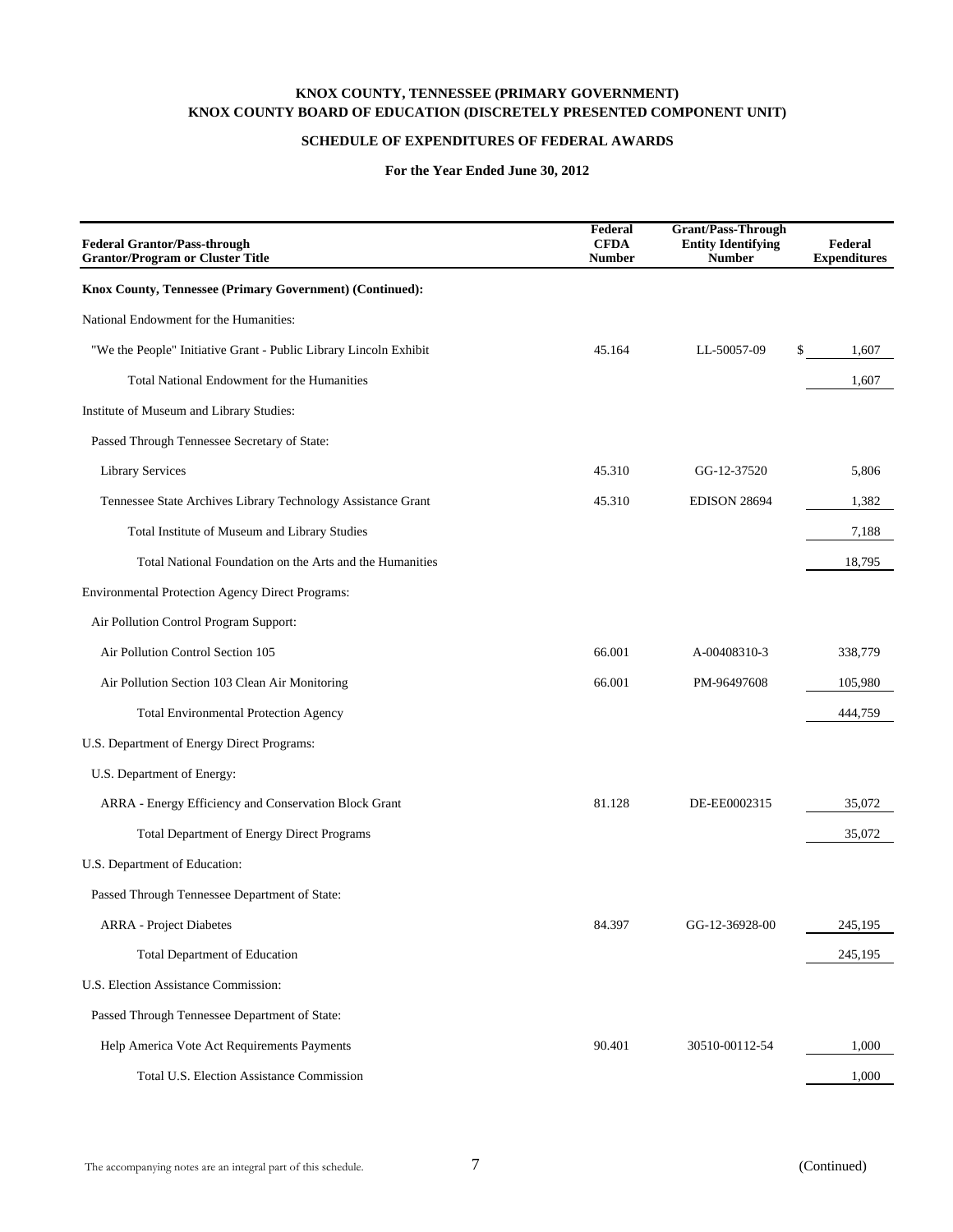**KNOX COUNTY, TENNESSEE (PRIMARY GOVERNMENT)**
**KNOX COUNTY BOARD OF EDUCATION (DISCRETELY PRESENTED COMPONENT UNIT)**

**SCHEDULE OF EXPENDITURES OF FEDERAL AWARDS**

**For the Year Ended June 30, 2012**

| Federal Grantor/Pass-through Grantor/Program or Cluster Title | Federal CFDA Number | Grant/Pass-Through Entity Identifying Number | Federal Expenditures |
|---|---|---|---|
| **Knox County, Tennessee (Primary Government) (Continued):** | | | |
| National Endowment for the Humanities: | | | |
| "We the People" Initiative Grant - Public Library Lincoln Exhibit | 45.164 | LL-50057-09 | $ 1,607 |
| Total National Endowment for the Humanities | | | 1,607 |
| Institute of Museum and Library Studies: | | | |
| Passed Through Tennessee Secretary of State: | | | |
| Library Services | 45.310 | GG-12-37520 | 5,806 |
| Tennessee State Archives Library Technology Assistance Grant | 45.310 | EDISON 28694 | 1,382 |
| Total Institute of Museum and Library Studies | | | 7,188 |
| Total National Foundation on the Arts and the Humanities | | | 18,795 |
| Environmental Protection Agency Direct Programs: | | | |
| Air Pollution Control Program Support: | | | |
| Air Pollution Control Section 105 | 66.001 | A-00408310-3 | 338,779 |
| Air Pollution Section 103 Clean Air Monitoring | 66.001 | PM-96497608 | 105,980 |
| Total Environmental Protection Agency | | | 444,759 |
| U.S. Department of Energy Direct Programs: | | | |
| U.S. Department of Energy: | | | |
| ARRA - Energy Efficiency and Conservation Block Grant | 81.128 | DE-EE0002315 | 35,072 |
| Total Department of Energy Direct Programs | | | 35,072 |
| U.S. Department of Education: | | | |
| Passed Through Tennessee Department of State: | | | |
| ARRA - Project Diabetes | 84.397 | GG-12-36928-00 | 245,195 |
| Total Department of Education | | | 245,195 |
| U.S. Election Assistance Commission: | | | |
| Passed Through Tennessee Department of State: | | | |
| Help America Vote Act Requirements Payments | 90.401 | 30510-00112-54 | 1,000 |
| Total U.S. Election Assistance Commission | | | 1,000 |

The accompanying notes are an integral part of this schedule.

(Continued)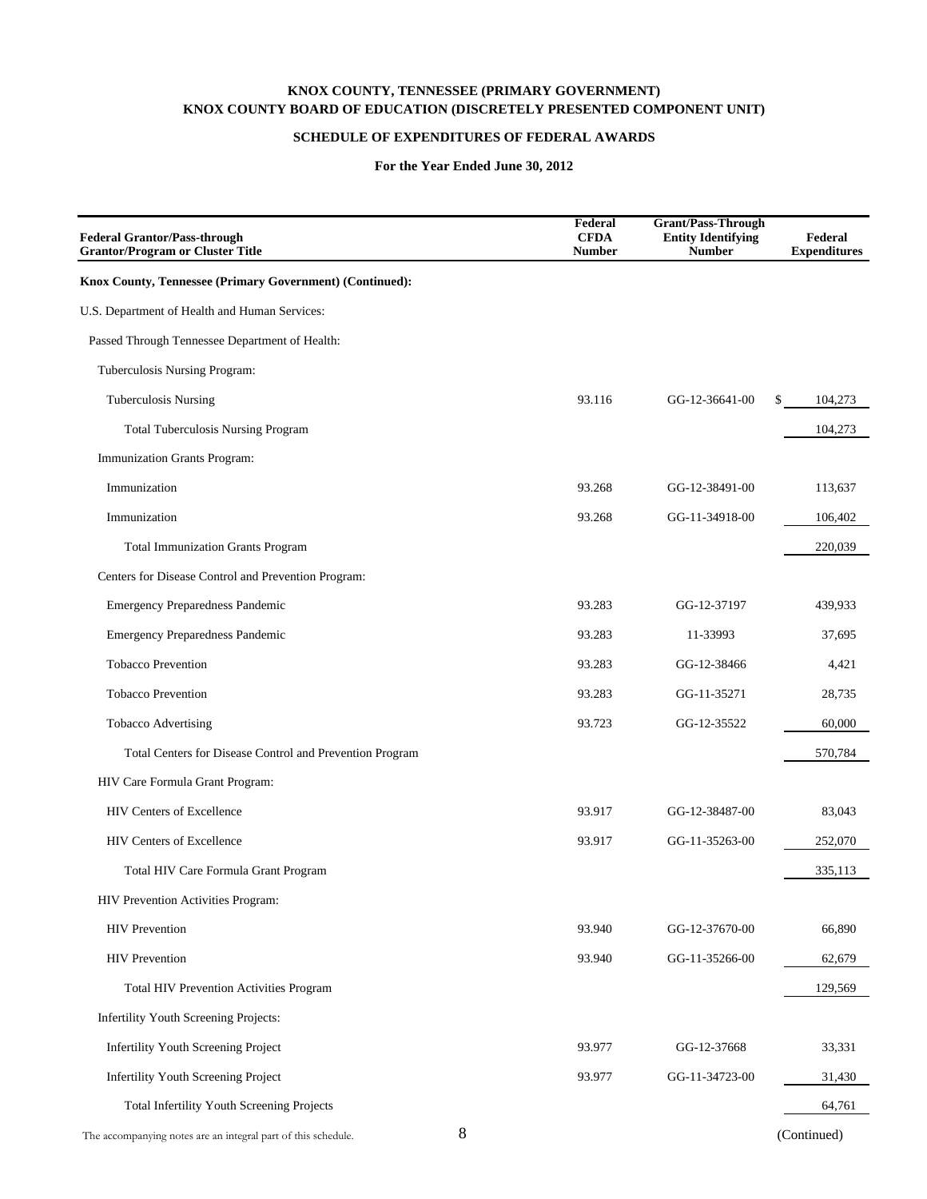# KNOX COUNTY, TENNESSEE (PRIMARY GOVERNMENT)
# KNOX COUNTY BOARD OF EDUCATION (DISCRETELY PRESENTED COMPONENT UNIT)

## SCHEDULE OF EXPENDITURES OF FEDERAL AWARDS

### For the Year Ended June 30, 2012

| Federal Grantor/Pass-through Grantor/Program or Cluster Title | Federal CFDA Number | Grant/Pass-Through Entity Identifying Number | Federal Expenditures |
|---|---|---|---|
| **Knox County, Tennessee (Primary Government) (Continued):** | | | |
| U.S. Department of Health and Human Services: | | | |
| Passed Through Tennessee Department of Health: | | | |
| Tuberculosis Nursing Program: | | | |
| Tuberculosis Nursing | 93.116 | GG-12-36641-00 | $ 104,273 |
| Total Tuberculosis Nursing Program | | | 104,273 |
| Immunization Grants Program: | | | |
| Immunization | 93.268 | GG-12-38491-00 | 113,637 |
| Immunization | 93.268 | GG-11-34918-00 | 106,402 |
| Total Immunization Grants Program | | | 220,039 |
| Centers for Disease Control and Prevention Program: | | | |
| Emergency Preparedness Pandemic | 93.283 | GG-12-37197 | 439,933 |
| Emergency Preparedness Pandemic | 93.283 | 11-33993 | 37,695 |
| Tobacco Prevention | 93.283 | GG-12-38466 | 4,421 |
| Tobacco Prevention | 93.283 | GG-11-35271 | 28,735 |
| Tobacco Advertising | 93.723 | GG-12-35522 | 60,000 |
| Total Centers for Disease Control and Prevention Program | | | 570,784 |
| HIV Care Formula Grant Program: | | | |
| HIV Centers of Excellence | 93.917 | GG-12-38487-00 | 83,043 |
| HIV Centers of Excellence | 93.917 | GG-11-35263-00 | 252,070 |
| Total HIV Care Formula Grant Program | | | 335,113 |
| HIV Prevention Activities Program: | | | |
| HIV Prevention | 93.940 | GG-12-37670-00 | 66,890 |
| HIV Prevention | 93.940 | GG-11-35266-00 | 62,679 |
| Total HIV Prevention Activities Program | | | 129,569 |
| Infertility Youth Screening Projects: | | | |
| Infertility Youth Screening Project | 93.977 | GG-12-37668 | 33,331 |
| Infertility Youth Screening Project | 93.977 | GG-11-34723-00 | 31,430 |
| Total Infertility Youth Screening Projects | | | 64,761 |

The accompanying notes are an integral part of this schedule.

(Continued)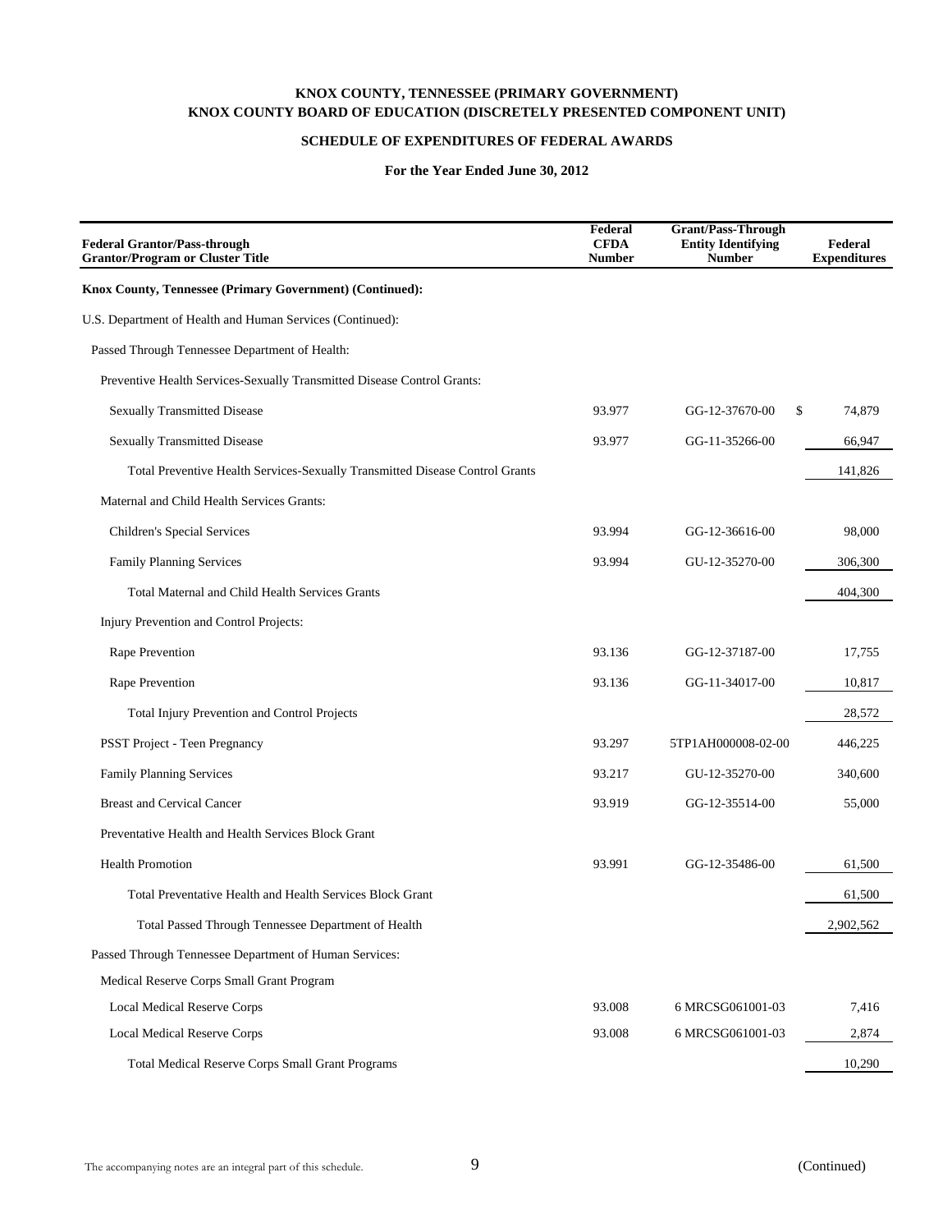**KNOX COUNTY, TENNESSEE (PRIMARY GOVERNMENT)**
**KNOX COUNTY BOARD OF EDUCATION (DISCRETELY PRESENTED COMPONENT UNIT)**

**SCHEDULE OF EXPENDITURES OF FEDERAL AWARDS**

**For the Year Ended June 30, 2012**

| Federal Grantor/Pass-through Grantor/Program or Cluster Title | Federal CFDA Number | Grant/Pass-Through Entity Identifying Number | Federal Expenditures |
|---|---|---|---|
| **Knox County, Tennessee (Primary Government) (Continued):** | | | |
| U.S. Department of Health and Human Services (Continued): | | | |
| Passed Through Tennessee Department of Health: | | | |
| Preventive Health Services-Sexually Transmitted Disease Control Grants: | | | |
| Sexually Transmitted Disease | 93.977 | GG-12-37670-00 | $ 74,879 |
| Sexually Transmitted Disease | 93.977 | GG-11-35266-00 | 66,947 |
| Total Preventive Health Services-Sexually Transmitted Disease Control Grants | | | 141,826 |
| Maternal and Child Health Services Grants: | | | |
| Children's Special Services | 93.994 | GG-12-36616-00 | 98,000 |
| Family Planning Services | 93.994 | GU-12-35270-00 | 306,300 |
| Total Maternal and Child Health Services Grants | | | 404,300 |
| Injury Prevention and Control Projects: | | | |
| Rape Prevention | 93.136 | GG-12-37187-00 | 17,755 |
| Rape Prevention | 93.136 | GG-11-34017-00 | 10,817 |
| Total Injury Prevention and Control Projects | | | 28,572 |
| PSST Project - Teen Pregnancy | 93.297 | 5TP1AH000008-02-00 | 446,225 |
| Family Planning Services | 93.217 | GU-12-35270-00 | 340,600 |
| Breast and Cervical Cancer | 93.919 | GG-12-35514-00 | 55,000 |
| Preventative Health and Health Services Block Grant | | | |
| Health Promotion | 93.991 | GG-12-35486-00 | 61,500 |
| Total Preventative Health and Health Services Block Grant | | | 61,500 |
| Total Passed Through Tennessee Department of Health | | | 2,902,562 |
| Passed Through Tennessee Department of Human Services: | | | |
| Medical Reserve Corps Small Grant Program | | | |
| Local Medical Reserve Corps | 93.008 | 6 MRCSG061001-03 | 7,416 |
| Local Medical Reserve Corps | 93.008 | 6 MRCSG061001-03 | 2,874 |
| Total Medical Reserve Corps Small Grant Programs | | | 10,290 |

The accompanying notes are an integral part of this schedule.

(Continued)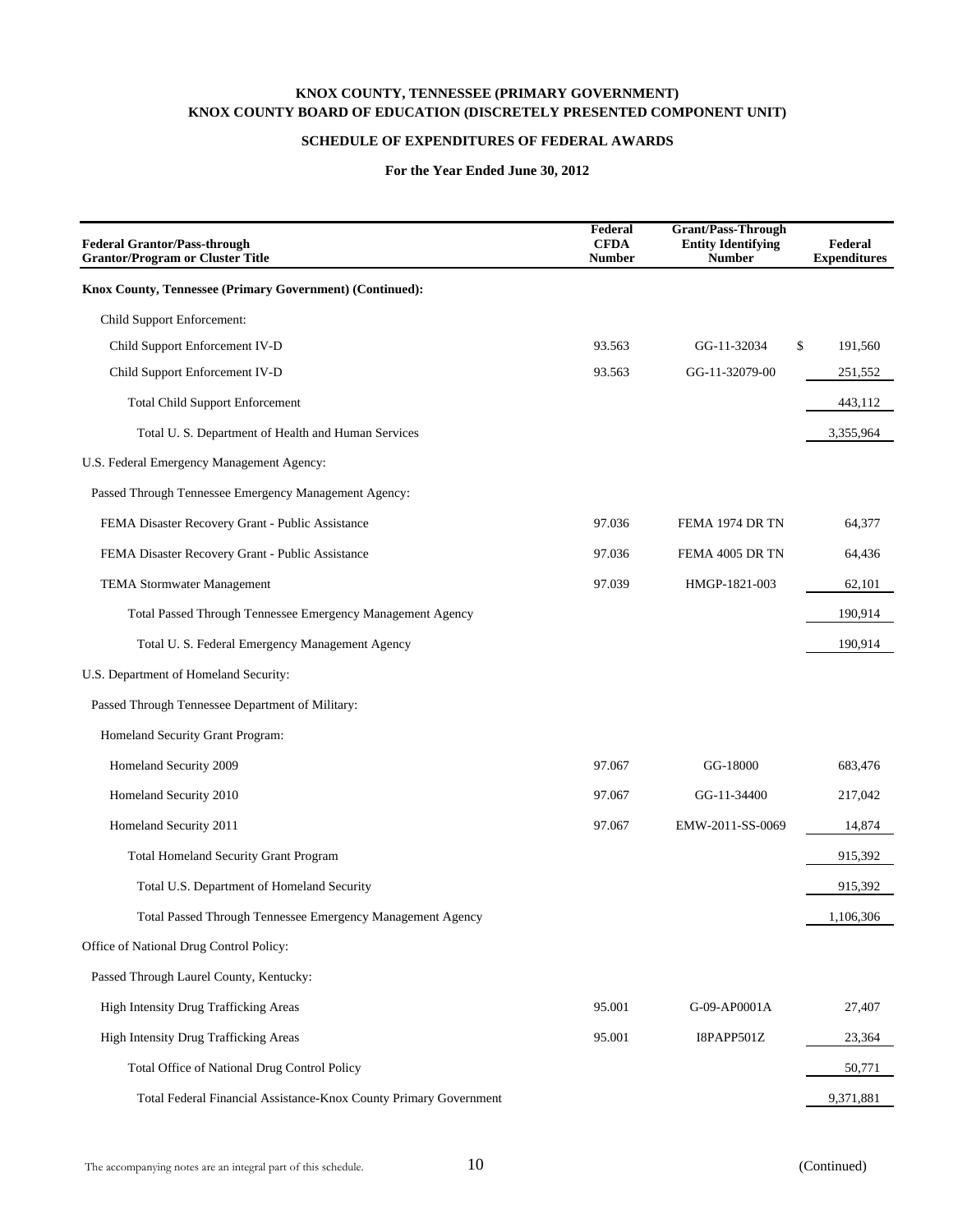**KNOX COUNTY, TENNESSEE (PRIMARY GOVERNMENT)**
**KNOX COUNTY BOARD OF EDUCATION (DISCRETELY PRESENTED COMPONENT UNIT)**

**SCHEDULE OF EXPENDITURES OF FEDERAL AWARDS**

**For the Year Ended June 30, 2012**

| Federal Grantor/Pass-through Grantor/Program or Cluster Title | Federal CFDA Number | Grant/Pass-Through Entity Identifying Number | Federal Expenditures |
|---|---|---|---|
| **Knox County, Tennessee (Primary Government) (Continued):** | | | |
| Child Support Enforcement: | | | |
| Child Support Enforcement IV-D | 93.563 | GG-11-32034 | $ 191,560 |
| Child Support Enforcement IV-D | 93.563 | GG-11-32079-00 | 251,552 |
| Total Child Support Enforcement | | | 443,112 |
| Total U. S. Department of Health and Human Services | | | 3,355,964 |
| U.S. Federal Emergency Management Agency: | | | |
| Passed Through Tennessee Emergency Management Agency: | | | |
| FEMA Disaster Recovery Grant - Public Assistance | 97.036 | FEMA 1974 DR TN | 64,377 |
| FEMA Disaster Recovery Grant - Public Assistance | 97.036 | FEMA 4005 DR TN | 64,436 |
| TEMA Stormwater Management | 97.039 | HMGP-1821-003 | 62,101 |
| Total Passed Through Tennessee Emergency Management Agency | | | 190,914 |
| Total U. S. Federal Emergency Management Agency | | | 190,914 |
| U.S. Department of Homeland Security: | | | |
| Passed Through Tennessee Department of Military: | | | |
| Homeland Security Grant Program: | | | |
| Homeland Security 2009 | 97.067 | GG-18000 | 683,476 |
| Homeland Security 2010 | 97.067 | GG-11-34400 | 217,042 |
| Homeland Security 2011 | 97.067 | EMW-2011-SS-0069 | 14,874 |
| Total Homeland Security Grant Program | | | 915,392 |
| Total U.S. Department of Homeland Security | | | 915,392 |
| Total Passed Through Tennessee Emergency Management Agency | | | 1,106,306 |
| Office of National Drug Control Policy: | | | |
| Passed Through Laurel County, Kentucky: | | | |
| High Intensity Drug Trafficking Areas | 95.001 | G-09-AP0001A | 27,407 |
| High Intensity Drug Trafficking Areas | 95.001 | I8PAPP501Z | 23,364 |
| Total Office of National Drug Control Policy | | | 50,771 |
| Total Federal Financial Assistance-Knox County Primary Government | | | 9,371,881 |

The accompanying notes are an integral part of this schedule.

(Continued)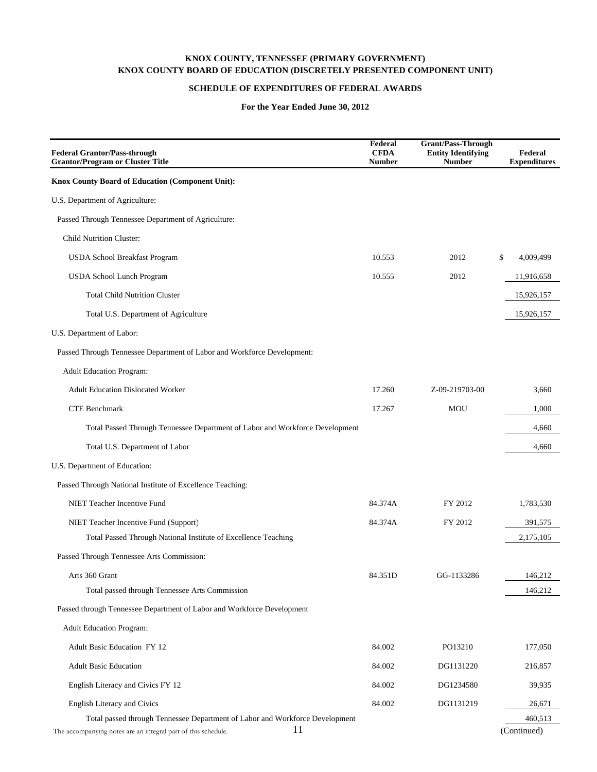**KNOX COUNTY, TENNESSEE (PRIMARY GOVERNMENT)**
**KNOX COUNTY BOARD OF EDUCATION (DISCRETELY PRESENTED COMPONENT UNIT)**

**SCHEDULE OF EXPENDITURES OF FEDERAL AWARDS**

**For the Year Ended June 30, 2012**

| Federal Grantor/Pass-through Grantor/Program or Cluster Title | Federal CFDA Number | Grant/Pass-Through Entity Identifying Number | Federal Expenditures |
|---|---|---|---|
| **Knox County Board of Education (Component Unit):** | | | |
| U.S. Department of Agriculture: | | | |
| Passed Through Tennessee Department of Agriculture: | | | |
| Child Nutrition Cluster: | | | |
| USDA School Breakfast Program | 10.553 | 2012 | $ 4,009,499 |
| USDA School Lunch Program | 10.555 | 2012 | 11,916,658 |
| Total Child Nutrition Cluster | | | 15,926,157 |
| Total U.S. Department of Agriculture | | | 15,926,157 |
| U.S. Department of Labor: | | | |
| Passed Through Tennessee Department of Labor and Workforce Development: | | | |
| Adult Education Program: | | | |
| Adult Education Dislocated Worker | 17.260 | Z-09-219703-00 | 3,660 |
| CTE Benchmark | 17.267 | MOU | 1,000 |
| Total Passed Through Tennessee Department of Labor and Workforce Development | | | 4,660 |
| Total U.S. Department of Labor | | | 4,660 |
| U.S. Department of Education: | | | |
| Passed Through National Institute of Excellence Teaching: | | | |
| NIET Teacher Incentive Fund | 84.374A | FY 2012 | 1,783,530 |
| NIET Teacher Incentive Fund (Support) | 84.374A | FY 2012 | 391,575 |
| Total Passed Through National Institute of Excellence Teaching | | | 2,175,105 |
| Passed Through Tennessee Arts Commission: | | | |
| Arts 360 Grant | 84.351D | GG-1133286 | 146,212 |
| Total passed through Tennessee Arts Commission | | | 146,212 |
| Passed through Tennessee Department of Labor and Workforce Development | | | |
| Adult Education Program: | | | |
| Adult Basic Education FY 12 | 84.002 | PO13210 | 177,050 |
| Adult Basic Education | 84.002 | DG1131220 | 216,857 |
| English Literacy and Civics FY 12 | 84.002 | DG1234580 | 39,935 |
| English Literacy and Civics | 84.002 | DG1131219 | 26,671 |
| Total passed through Tennessee Department of Labor and Workforce Development | | | 460,513 |

The accompanying notes are an integral part of this schedule.

(Continued)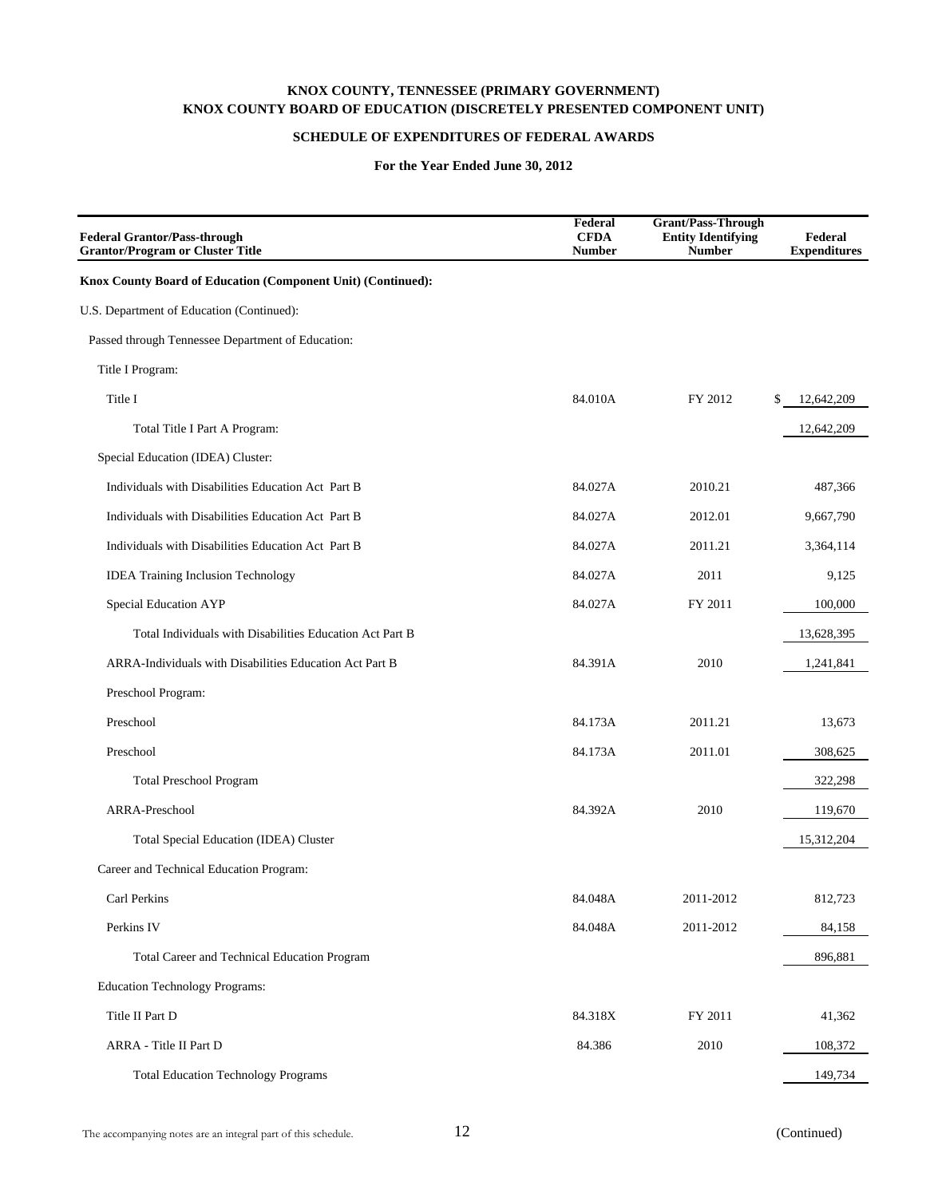**KNOX COUNTY, TENNESSEE (PRIMARY GOVERNMENT)**
**KNOX COUNTY BOARD OF EDUCATION (DISCRETELY PRESENTED COMPONENT UNIT)**

**SCHEDULE OF EXPENDITURES OF FEDERAL AWARDS**

**For the Year Ended June 30, 2012**

| Federal Grantor/Pass-through Grantor/Program or Cluster Title | Federal CFDA Number | Grant/Pass-Through Entity Identifying Number | Federal Expenditures |
|---|---|---|---|
| **Knox County Board of Education (Component Unit) (Continued):** | | | |
| U.S. Department of Education (Continued): | | | |
| Passed through Tennessee Department of Education: | | | |
| Title I Program: | | | |
| Title I | 84.010A | FY 2012 | $ 12,642,209 |
| Total Title I Part A Program: | | | 12,642,209 |
| Special Education (IDEA) Cluster: | | | |
| Individuals with Disabilities Education Act Part B | 84.027A | 2010.21 | 487,366 |
| Individuals with Disabilities Education Act Part B | 84.027A | 2012.01 | 9,667,790 |
| Individuals with Disabilities Education Act Part B | 84.027A | 2011.21 | 3,364,114 |
| IDEA Training Inclusion Technology | 84.027A | 2011 | 9,125 |
| Special Education AYP | 84.027A | FY 2011 | 100,000 |
| Total Individuals with Disabilities Education Act Part B | | | 13,628,395 |
| ARRA-Individuals with Disabilities Education Act Part B | 84.391A | 2010 | 1,241,841 |
| Preschool Program: | | | |
| Preschool | 84.173A | 2011.21 | 13,673 |
| Preschool | 84.173A | 2011.01 | 308,625 |
| Total Preschool Program | | | 322,298 |
| ARRA-Preschool | 84.392A | 2010 | 119,670 |
| Total Special Education (IDEA) Cluster | | | 15,312,204 |
| Career and Technical Education Program: | | | |
| Carl Perkins | 84.048A | 2011-2012 | 812,723 |
| Perkins IV | 84.048A | 2011-2012 | 84,158 |
| Total Career and Technical Education Program | | | 896,881 |
| Education Technology Programs: | | | |
| Title II Part D | 84.318X | FY 2011 | 41,362 |
| ARRA - Title II Part D | 84.386 | 2010 | 108,372 |
| Total Education Technology Programs | | | 149,734 |

The accompanying notes are an integral part of this schedule.

(Continued)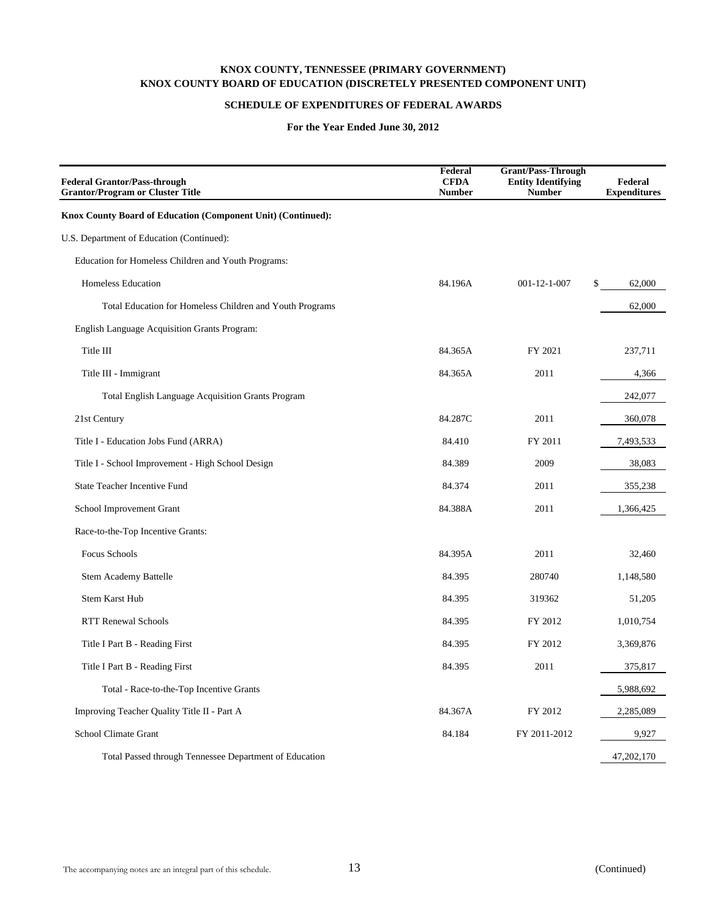**KNOX COUNTY, TENNESSEE (PRIMARY GOVERNMENT)**
**KNOX COUNTY BOARD OF EDUCATION (DISCRETELY PRESENTED COMPONENT UNIT)**

**SCHEDULE OF EXPENDITURES OF FEDERAL AWARDS**

**For the Year Ended June 30, 2012**

| Federal Grantor/Pass-through Grantor/Program or Cluster Title | Federal CFDA Number | Grant/Pass-Through Entity Identifying Number | Federal Expenditures |
|---|---|---|---|
| **Knox County Board of Education (Component Unit) (Continued):** | | | |
| U.S. Department of Education (Continued): | | | |
| Education for Homeless Children and Youth Programs: | | | |
| Homeless Education | 84.196A | 001-12-1-007 | $ 62,000 |
| Total Education for Homeless Children and Youth Programs | | | 62,000 |
| English Language Acquisition Grants Program: | | | |
| Title III | 84.365A | FY 2021 | 237,711 |
| Title III - Immigrant | 84.365A | 2011 | 4,366 |
| Total English Language Acquisition Grants Program | | | 242,077 |
| 21st Century | 84.287C | 2011 | 360,078 |
| Title I - Education Jobs Fund (ARRA) | 84.410 | FY 2011 | 7,493,533 |
| Title I - School Improvement - High School Design | 84.389 | 2009 | 38,083 |
| State Teacher Incentive Fund | 84.374 | 2011 | 355,238 |
| School Improvement Grant | 84.388A | 2011 | 1,366,425 |
| Race-to-the-Top Incentive Grants: | | | |
| Focus Schools | 84.395A | 2011 | 32,460 |
| Stem Academy Battelle | 84.395 | 280740 | 1,148,580 |
| Stem Karst Hub | 84.395 | 319362 | 51,205 |
| RTT Renewal Schools | 84.395 | FY 2012 | 1,010,754 |
| Title I Part B - Reading First | 84.395 | FY 2012 | 3,369,876 |
| Title I Part B - Reading First | 84.395 | 2011 | 375,817 |
| Total - Race-to-the-Top Incentive Grants | | | 5,988,692 |
| Improving Teacher Quality Title II - Part A | 84.367A | FY 2012 | 2,285,089 |
| School Climate Grant | 84.184 | FY 2011-2012 | 9,927 |
| Total Passed through Tennessee Department of Education | | | 47,202,170 |

The accompanying notes are an integral part of this schedule.

(Continued)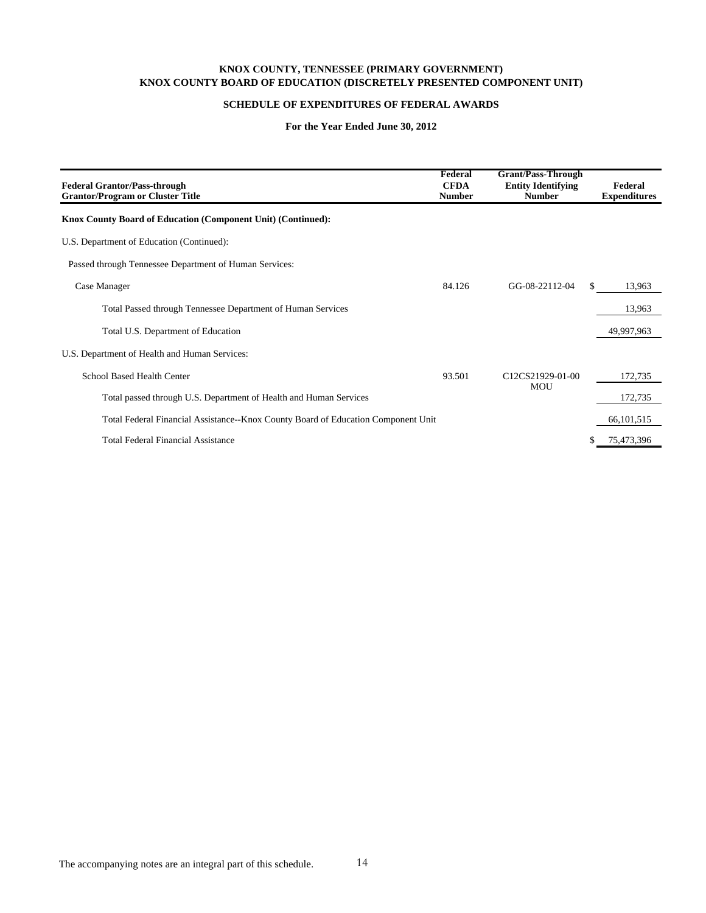**KNOX COUNTY, TENNESSEE (PRIMARY GOVERNMENT)**
**KNOX COUNTY BOARD OF EDUCATION (DISCRETELY PRESENTED COMPONENT UNIT)**

**SCHEDULE OF EXPENDITURES OF FEDERAL AWARDS**

**For the Year Ended June 30, 2012**

| Federal Grantor/Pass-through Grantor/Program or Cluster Title | Federal CFDA Number | Grant/Pass-Through Entity Identifying Number | Federal Expenditures |
|---|---|---|---|
| **Knox County Board of Education (Component Unit) (Continued):** | | | |
| U.S. Department of Education (Continued): | | | |
| Passed through Tennessee Department of Human Services: | | | |
| Case Manager | 84.126 | GG-08-22112-04 | $ 13,963 |
| Total Passed through Tennessee Department of Human Services | | | 13,963 |
| Total U.S. Department of Education | | | 49,997,963 |
| U.S. Department of Health and Human Services: | | | |
| School Based Health Center | 93.501 | C12CS21929-01-00 MOU | 172,735 |
| Total passed through U.S. Department of Health and Human Services | | | 172,735 |
| Total Federal Financial Assistance--Knox County Board of Education Component Unit | | | 66,101,515 |
| Total Federal Financial Assistance | | | $ 75,473,396 |

The accompanying notes are an integral part of this schedule.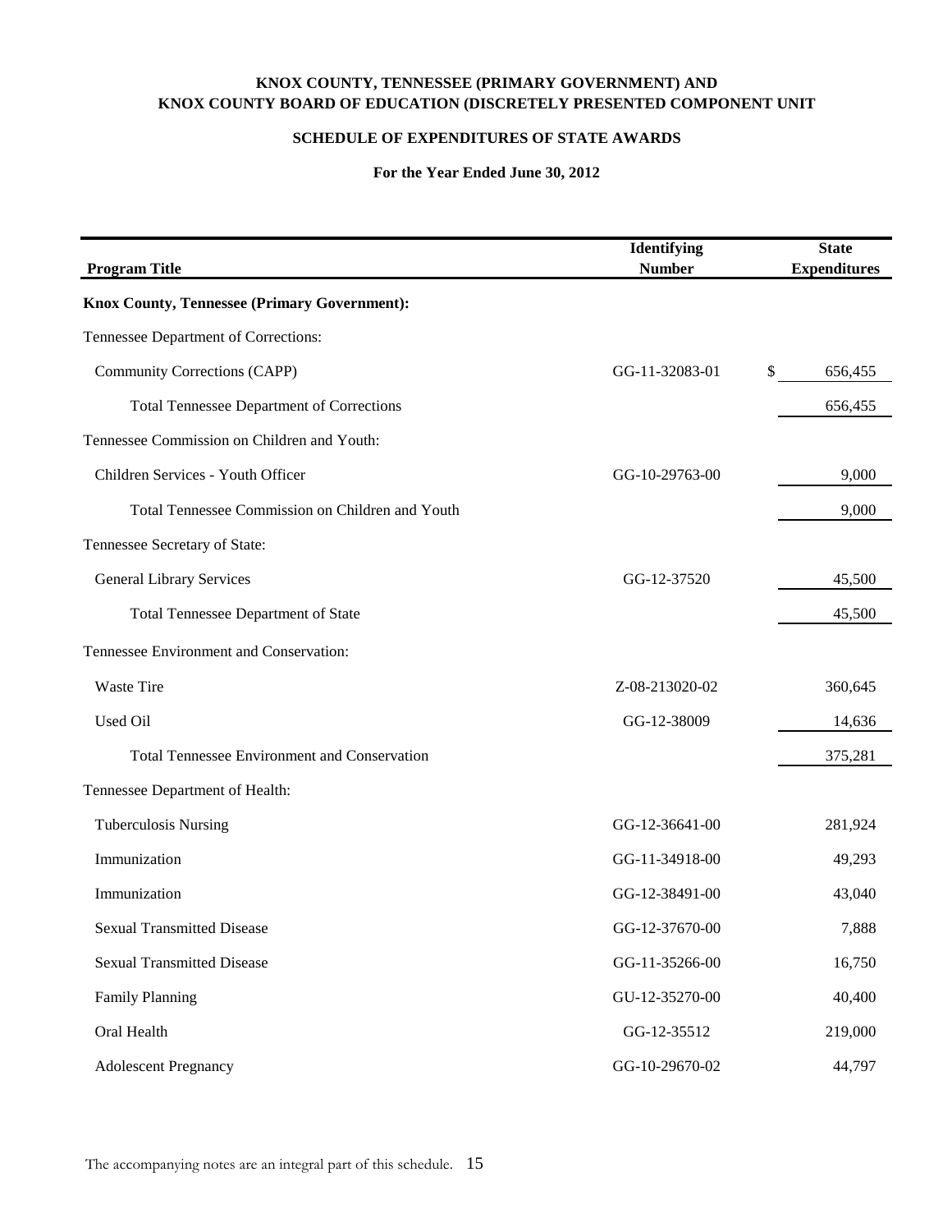**KNOX COUNTY, TENNESSEE (PRIMARY GOVERNMENT) AND**
**KNOX COUNTY BOARD OF EDUCATION (DISCRETELY PRESENTED COMPONENT UNIT**

**SCHEDULE OF EXPENDITURES OF STATE AWARDS**

**For the Year Ended June 30, 2012**

| Program Title | Identifying Number | State Expenditures |
|---|---|---|
| **Knox County, Tennessee (Primary Government):** | | |
| Tennessee Department of Corrections: | | |
| Community Corrections (CAPP) | GG-11-32083-01 | $ 656,455 |
| Total Tennessee Department of Corrections | | 656,455 |
| Tennessee Commission on Children and Youth: | | |
| Children Services - Youth Officer | GG-10-29763-00 | 9,000 |
| Total Tennessee Commission on Children and Youth | | 9,000 |
| Tennessee Secretary of State: | | |
| General Library Services | GG-12-37520 | 45,500 |
| Total Tennessee Department of State | | 45,500 |
| Tennessee Environment and Conservation: | | |
| Waste Tire | Z-08-213020-02 | 360,645 |
| Used Oil | GG-12-38009 | 14,636 |
| Total Tennessee Environment and Conservation | | 375,281 |
| Tennessee Department of Health: | | |
| Tuberculosis Nursing | GG-12-36641-00 | 281,924 |
| Immunization | GG-11-34918-00 | 49,293 |
| Immunization | GG-12-38491-00 | 43,040 |
| Sexual Transmitted Disease | GG-12-37670-00 | 7,888 |
| Sexual Transmitted Disease | GG-11-35266-00 | 16,750 |
| Family Planning | GU-12-35270-00 | 40,400 |
| Oral Health | GG-12-35512 | 219,000 |
| Adolescent Pregnancy | GG-10-29670-02 | 44,797 |

The accompanying notes are an integral part of this schedule.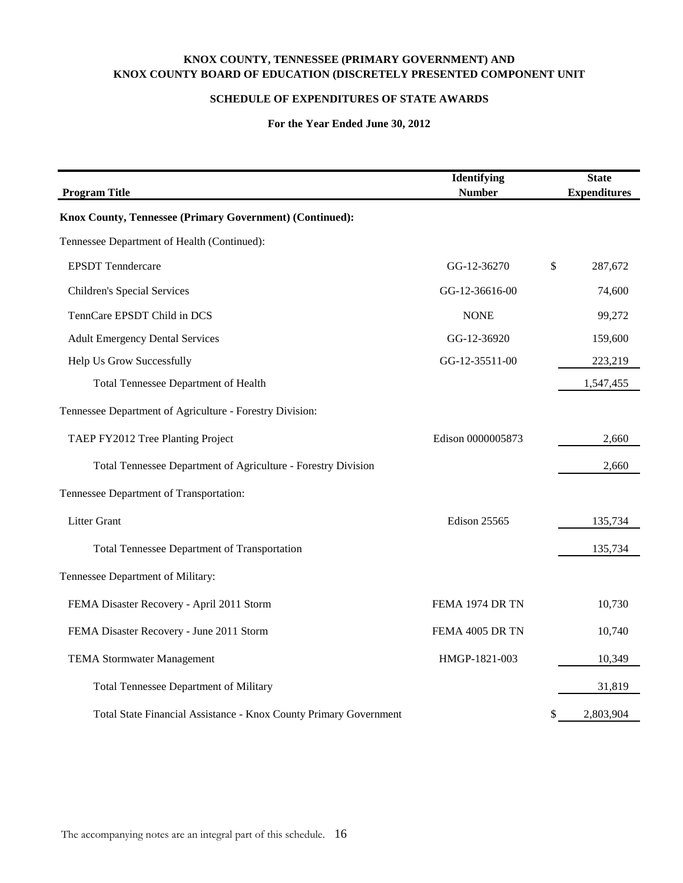**KNOX COUNTY, TENNESSEE (PRIMARY GOVERNMENT) AND**
**KNOX COUNTY BOARD OF EDUCATION (DISCRETELY PRESENTED COMPONENT UNIT**

**SCHEDULE OF EXPENDITURES OF STATE AWARDS**

**For the Year Ended June 30, 2012**

| Program Title | Identifying Number | State Expenditures |
|---|---|---|
| **Knox County, Tennessee (Primary Government) (Continued):** | | |
| Tennessee Department of Health (Continued): | | |
| EPSDT Tenndercare | GG-12-36270 | $ 287,672 |
| Children's Special Services | GG-12-36616-00 | 74,600 |
| TennCare EPSDT Child in DCS | NONE | 99,272 |
| Adult Emergency Dental Services | GG-12-36920 | 159,600 |
| Help Us Grow Successfully | GG-12-35511-00 | 223,219 |
| Total Tennessee Department of Health | | 1,547,455 |
| Tennessee Department of Agriculture - Forestry Division: | | |
| TAEP FY2012 Tree Planting Project | Edison 0000005873 | 2,660 |
| Total Tennessee Department of Agriculture - Forestry Division | | 2,660 |
| Tennessee Department of Transportation: | | |
| Litter Grant | Edison 25565 | 135,734 |
| Total Tennessee Department of Transportation | | 135,734 |
| Tennessee Department of Military: | | |
| FEMA Disaster Recovery - April 2011 Storm | FEMA 1974 DR TN | 10,730 |
| FEMA Disaster Recovery - June 2011 Storm | FEMA 4005 DR TN | 10,740 |
| TEMA Stormwater Management | HMGP-1821-003 | 10,349 |
| Total Tennessee Department of Military | | 31,819 |
| Total State Financial Assistance - Knox County Primary Government | | $ 2,803,904 |

The accompanying notes are an integral part of this schedule.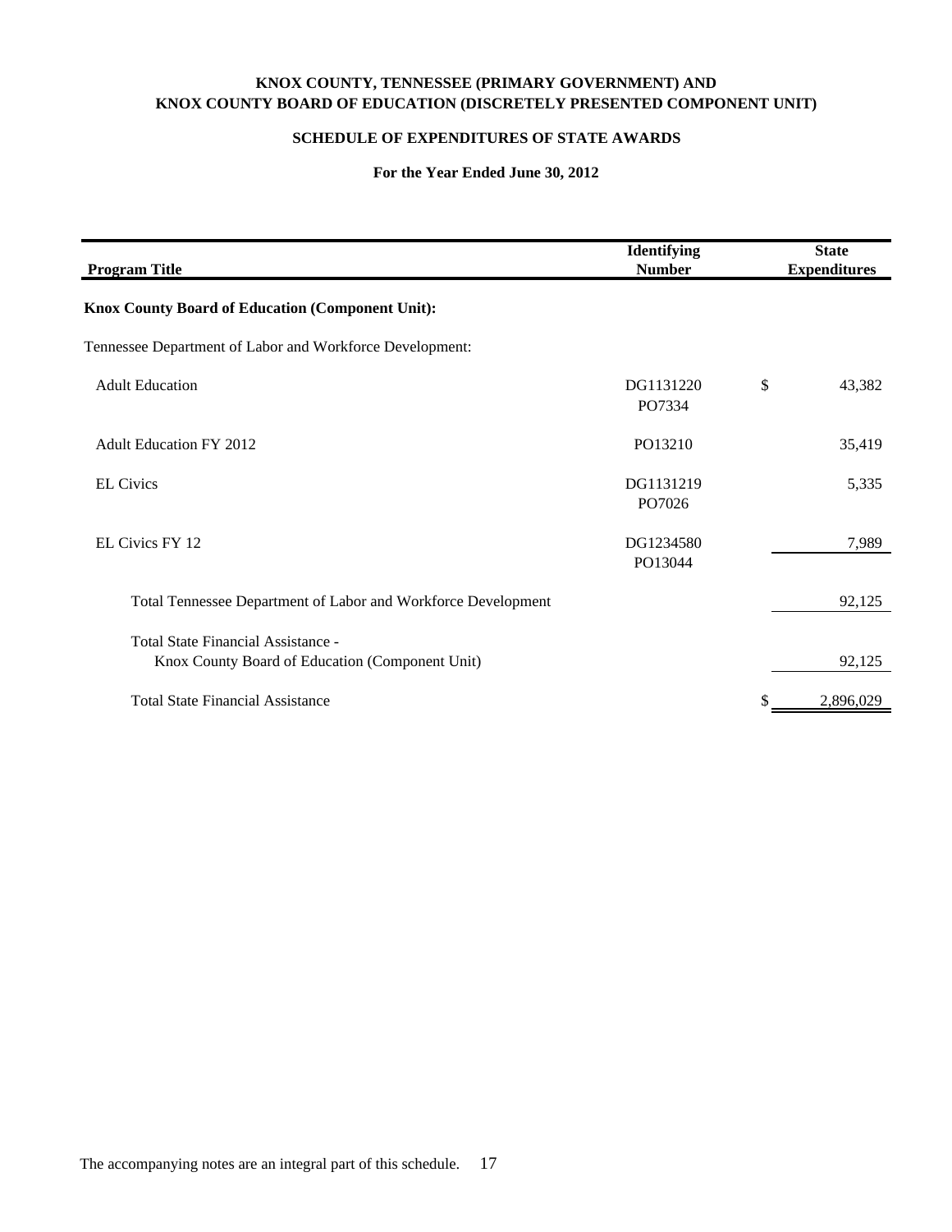**KNOX COUNTY, TENNESSEE (PRIMARY GOVERNMENT) AND**
**KNOX COUNTY BOARD OF EDUCATION (DISCRETELY PRESENTED COMPONENT UNIT)**

**SCHEDULE OF EXPENDITURES OF STATE AWARDS**

**For the Year Ended June 30, 2012**

| Program Title | Identifying Number | State Expenditures |
|---|---|---|
| **Knox County Board of Education (Component Unit):** | | |
| Tennessee Department of Labor and Workforce Development: | | |
| Adult Education | DG1131220 PO7334 | $ 43,382 |
| Adult Education FY 2012 | PO13210 | 35,419 |
| EL Civics | DG1131219 PO7026 | 5,335 |
| EL Civics FY 12 | DG1234580 PO13044 | 7,989 |
| Total Tennessee Department of Labor and Workforce Development | | 92,125 |
| Total State Financial Assistance - Knox County Board of Education (Component Unit) | | 92,125 |
| Total State Financial Assistance | | $ 2,896,029 |

The accompanying notes are an integral part of this schedule.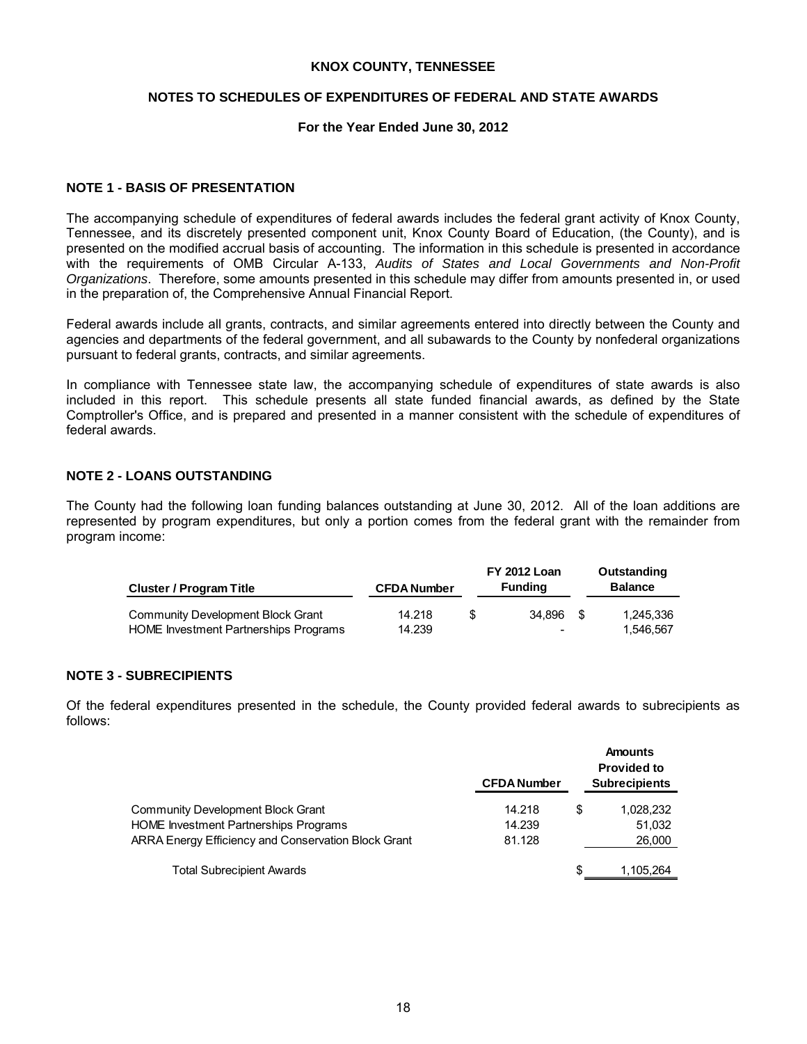# KNOX COUNTY, TENNESSEE

## NOTES TO SCHEDULES OF EXPENDITURES OF FEDERAL AND STATE AWARDS

### For the Year Ended June 30, 2012

### NOTE 1 - BASIS OF PRESENTATION

The accompanying schedule of expenditures of federal awards includes the federal grant activity of Knox County, Tennessee, and its discretely presented component unit, Knox County Board of Education, (the County), and is presented on the modified accrual basis of accounting. The information in this schedule is presented in accordance with the requirements of OMB Circular A-133, *Audits of States and Local Governments and Non-Profit Organizations*. Therefore, some amounts presented in this schedule may differ from amounts presented in, or used in the preparation of, the Comprehensive Annual Financial Report.

Federal awards include all grants, contracts, and similar agreements entered into directly between the County and agencies and departments of the federal government, and all subawards to the County by nonfederal organizations pursuant to federal grants, contracts, and similar agreements.

In compliance with Tennessee state law, the accompanying schedule of expenditures of state awards is also included in this report. This schedule presents all state funded financial awards, as defined by the State Comptroller's Office, and is prepared and presented in a manner consistent with the schedule of expenditures of federal awards.

### NOTE 2 - LOANS OUTSTANDING

The County had the following loan funding balances outstanding at June 30, 2012. All of the loan additions are represented by program expenditures, but only a portion comes from the federal grant with the remainder from program income:

| Cluster / Program Title | CFDA Number | FY 2012 Loan Funding | Outstanding Balance |
|---|---|---|---|
| Community Development Block Grant | 14.218 | $ 34,896 | $ 1,245,336 |
| HOME Investment Partnerships Programs | 14.239 | - | 1,546,567 |

### NOTE 3 - SUBRECIPIENTS

Of the federal expenditures presented in the schedule, the County provided federal awards to subrecipients as follows:

| | CFDA Number | Amounts Provided to Subrecipients |
|---|---|---|
| Community Development Block Grant | 14.218 | $ 1,028,232 |
| HOME Investment Partnerships Programs | 14.239 | 51,032 |
| ARRA Energy Efficiency and Conservation Block Grant | 81.128 | 26,000 |
| Total Subrecipient Awards | | $ 1,105,264 |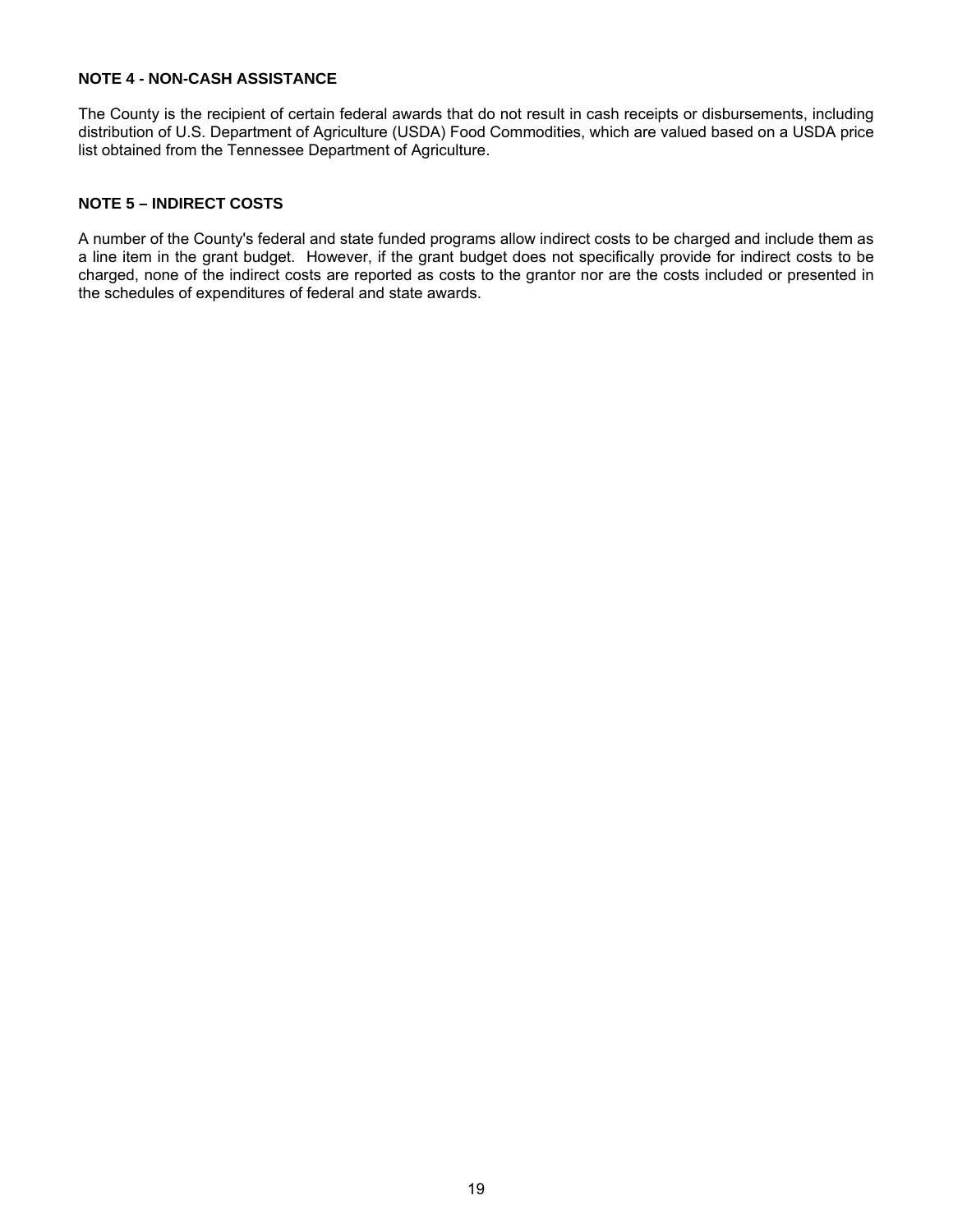**NOTE 4 - NON-CASH ASSISTANCE**

The County is the recipient of certain federal awards that do not result in cash receipts or disbursements, including distribution of U.S. Department of Agriculture (USDA) Food Commodities, which are valued based on a USDA price list obtained from the Tennessee Department of Agriculture.

**NOTE 5 – INDIRECT COSTS**

A number of the County's federal and state funded programs allow indirect costs to be charged and include them as a line item in the grant budget. However, if the grant budget does not specifically provide for indirect costs to be charged, none of the indirect costs are reported as costs to the grantor nor are the costs included or presented in the schedules of expenditures of federal and state awards.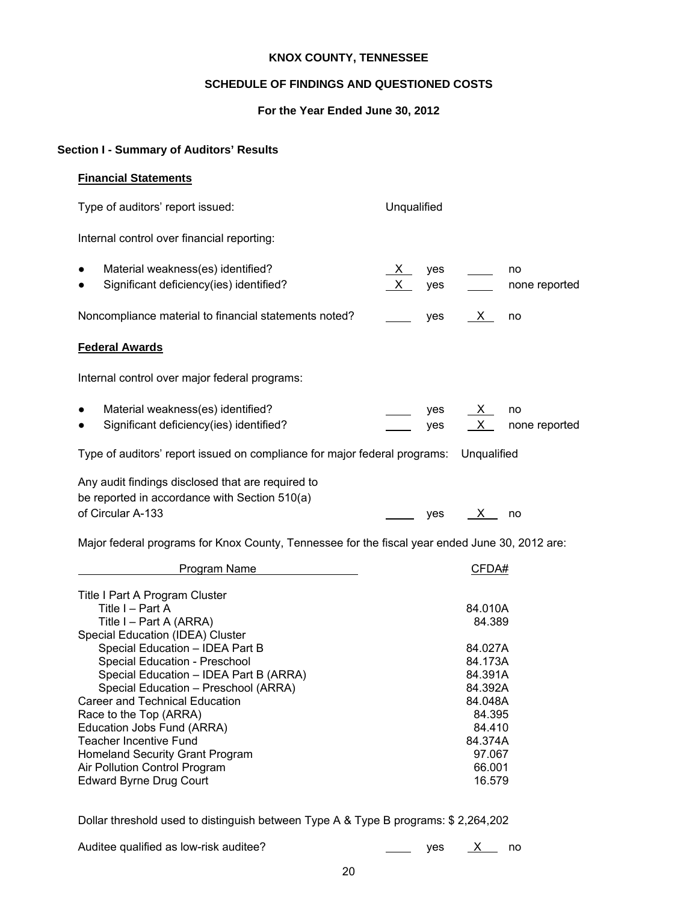# KNOX COUNTY, TENNESSEE

## SCHEDULE OF FINDINGS AND QUESTIONED COSTS

### For the Year Ended June 30, 2012

## Section I - Summary of Auditors' Results

**Financial Statements**

Type of auditors' report issued: Unqualified

Internal control over financial reporting:

- Material weakness(es) identified? __X__ yes ____ no
- Significant deficiency(ies) identified? __X__ yes ____ none reported

Noncompliance material to financial statements noted? ____ yes __X__ no

**Federal Awards**

Internal control over major federal programs:

- Material weakness(es) identified? ____ yes __X__ no
- Significant deficiency(ies) identified? ____ yes __X__ none reported

Type of auditors' report issued on compliance for major federal programs: Unqualified

Any audit findings disclosed that are required to be reported in accordance with Section 510(a) of Circular A-133 ____ yes __X__ no

Major federal programs for Knox County, Tennessee for the fiscal year ended June 30, 2012 are:

| Program Name | CFDA# |
|---|---|
| Title I Part A Program Cluster | |
| Title I – Part A | 84.010A |
| Title I – Part A (ARRA) | 84.389 |
| Special Education (IDEA) Cluster | |
| Special Education – IDEA Part B | 84.027A |
| Special Education - Preschool | 84.173A |
| Special Education – IDEA Part B (ARRA) | 84.391A |
| Special Education – Preschool (ARRA) | 84.392A |
| Career and Technical Education | 84.048A |
| Race to the Top (ARRA) | 84.395 |
| Education Jobs Fund (ARRA) | 84.410 |
| Teacher Incentive Fund | 84.374A |
| Homeland Security Grant Program | 97.067 |
| Air Pollution Control Program | 66.001 |
| Edward Byrne Drug Court | 16.579 |

Dollar threshold used to distinguish between Type A & Type B programs: $ 2,264,202

Auditee qualified as low-risk auditee? ____ yes __X__ no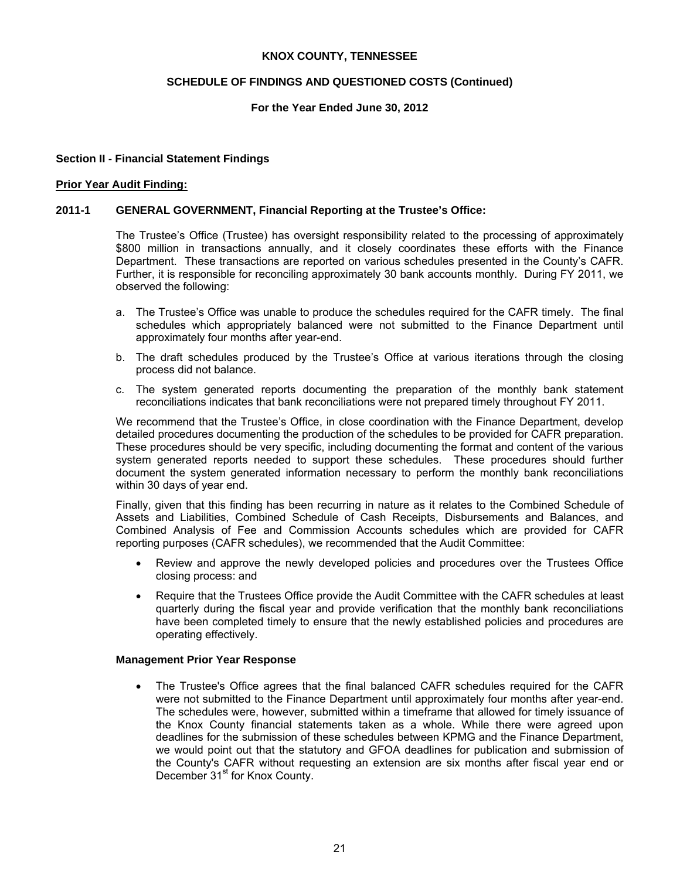**KNOX COUNTY, TENNESSEE**

**SCHEDULE OF FINDINGS AND QUESTIONED COSTS (Continued)**

**For the Year Ended June 30, 2012**

**Section II - Financial Statement Findings**

**Prior Year Audit Finding:**

**2011-1 GENERAL GOVERNMENT, Financial Reporting at the Trustee's Office:**

The Trustee's Office (Trustee) has oversight responsibility related to the processing of approximately $800 million in transactions annually, and it closely coordinates these efforts with the Finance Department. These transactions are reported on various schedules presented in the County's CAFR. Further, it is responsible for reconciling approximately 30 bank accounts monthly. During FY 2011, we observed the following:

a. The Trustee's Office was unable to produce the schedules required for the CAFR timely. The final schedules which appropriately balanced were not submitted to the Finance Department until approximately four months after year-end.

b. The draft schedules produced by the Trustee's Office at various iterations through the closing process did not balance.

c. The system generated reports documenting the preparation of the monthly bank statement reconciliations indicates that bank reconciliations were not prepared timely throughout FY 2011.

We recommend that the Trustee's Office, in close coordination with the Finance Department, develop detailed procedures documenting the production of the schedules to be provided for CAFR preparation. These procedures should be very specific, including documenting the format and content of the various system generated reports needed to support these schedules. These procedures should further document the system generated information necessary to perform the monthly bank reconciliations within 30 days of year end.

Finally, given that this finding has been recurring in nature as it relates to the Combined Schedule of Assets and Liabilities, Combined Schedule of Cash Receipts, Disbursements and Balances, and Combined Analysis of Fee and Commission Accounts schedules which are provided for CAFR reporting purposes (CAFR schedules), we recommended that the Audit Committee:

- Review and approve the newly developed policies and procedures over the Trustees Office closing process: and
- Require that the Trustees Office provide the Audit Committee with the CAFR schedules at least quarterly during the fiscal year and provide verification that the monthly bank reconciliations have been completed timely to ensure that the newly established policies and procedures are operating effectively.

**Management Prior Year Response**

- The Trustee's Office agrees that the final balanced CAFR schedules required for the CAFR were not submitted to the Finance Department until approximately four months after year-end. The schedules were, however, submitted within a timeframe that allowed for timely issuance of the Knox County financial statements taken as a whole. While there were agreed upon deadlines for the submission of these schedules between KPMG and the Finance Department, we would point out that the statutory and GFOA deadlines for publication and submission of the County's CAFR without requesting an extension are six months after fiscal year end or December 31st for Knox County.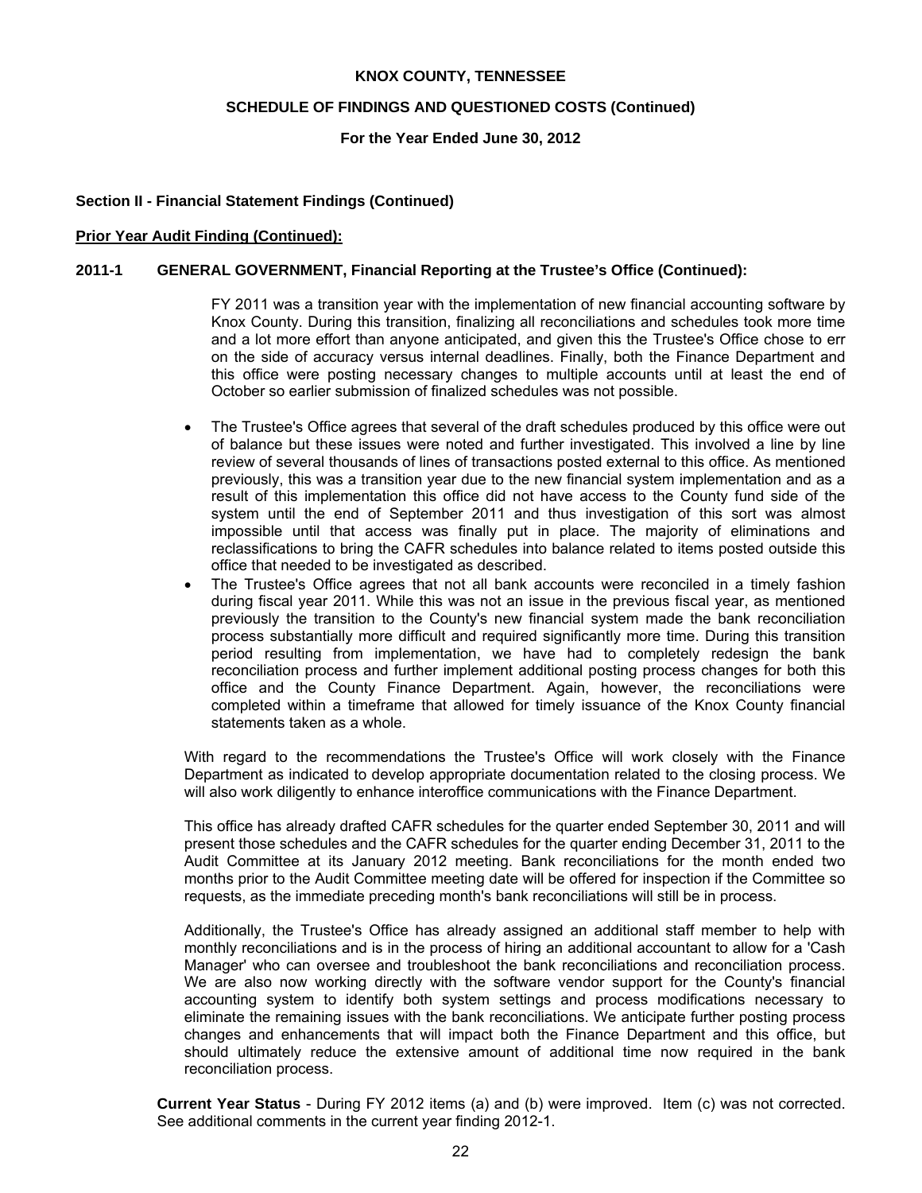**KNOX COUNTY, TENNESSEE**

**SCHEDULE OF FINDINGS AND QUESTIONED COSTS (Continued)**

**For the Year Ended June 30, 2012**

**Section II - Financial Statement Findings (Continued)**

**Prior Year Audit Finding (Continued):**

**2011-1 GENERAL GOVERNMENT, Financial Reporting at the Trustee's Office (Continued):**

FY 2011 was a transition year with the implementation of new financial accounting software by Knox County. During this transition, finalizing all reconciliations and schedules took more time and a lot more effort than anyone anticipated, and given this the Trustee's Office chose to err on the side of accuracy versus internal deadlines. Finally, both the Finance Department and this office were posting necessary changes to multiple accounts until at least the end of October so earlier submission of finalized schedules was not possible.

- The Trustee's Office agrees that several of the draft schedules produced by this office were out of balance but these issues were noted and further investigated. This involved a line by line review of several thousands of lines of transactions posted external to this office. As mentioned previously, this was a transition year due to the new financial system implementation and as a result of this implementation this office did not have access to the County fund side of the system until the end of September 2011 and thus investigation of this sort was almost impossible until that access was finally put in place. The majority of eliminations and reclassifications to bring the CAFR schedules into balance related to items posted outside this office that needed to be investigated as described.
- The Trustee's Office agrees that not all bank accounts were reconciled in a timely fashion during fiscal year 2011. While this was not an issue in the previous fiscal year, as mentioned previously the transition to the County's new financial system made the bank reconciliation process substantially more difficult and required significantly more time. During this transition period resulting from implementation, we have had to completely redesign the bank reconciliation process and further implement additional posting process changes for both this office and the County Finance Department. Again, however, the reconciliations were completed within a timeframe that allowed for timely issuance of the Knox County financial statements taken as a whole.

With regard to the recommendations the Trustee's Office will work closely with the Finance Department as indicated to develop appropriate documentation related to the closing process. We will also work diligently to enhance interoffice communications with the Finance Department.

This office has already drafted CAFR schedules for the quarter ended September 30, 2011 and will present those schedules and the CAFR schedules for the quarter ending December 31, 2011 to the Audit Committee at its January 2012 meeting. Bank reconciliations for the month ended two months prior to the Audit Committee meeting date will be offered for inspection if the Committee so requests, as the immediate preceding month's bank reconciliations will still be in process.

Additionally, the Trustee's Office has already assigned an additional staff member to help with monthly reconciliations and is in the process of hiring an additional accountant to allow for a 'Cash Manager' who can oversee and troubleshoot the bank reconciliations and reconciliation process. We are also now working directly with the software vendor support for the County's financial accounting system to identify both system settings and process modifications necessary to eliminate the remaining issues with the bank reconciliations. We anticipate further posting process changes and enhancements that will impact both the Finance Department and this office, but should ultimately reduce the extensive amount of additional time now required in the bank reconciliation process.

**Current Year Status** - During FY 2012 items (a) and (b) were improved. Item (c) was not corrected. See additional comments in the current year finding 2012-1.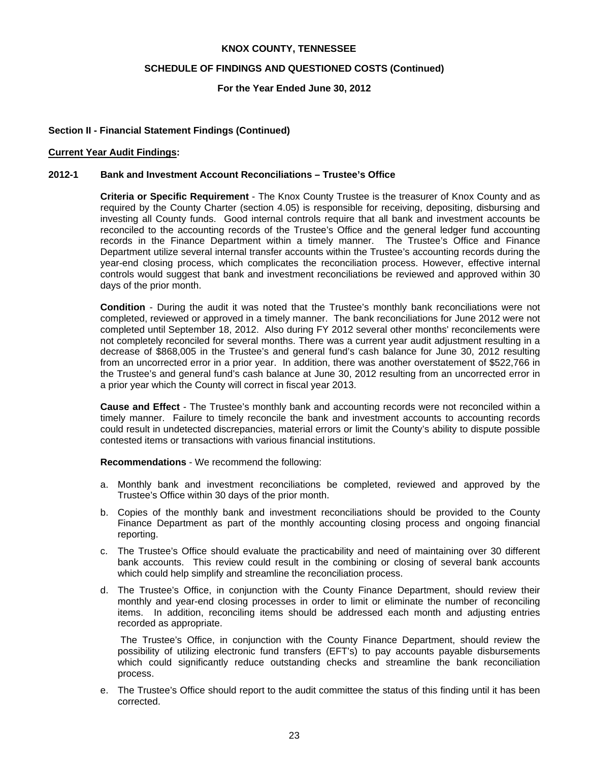**KNOX COUNTY, TENNESSEE**

**SCHEDULE OF FINDINGS AND QUESTIONED COSTS (Continued)**

**For the Year Ended June 30, 2012**

### Section II - Financial Statement Findings (Continued)

**Current Year Audit Findings:**

### 2012-1 Bank and Investment Account Reconciliations – Trustee's Office

**Criteria or Specific Requirement** - The Knox County Trustee is the treasurer of Knox County and as required by the County Charter (section 4.05) is responsible for receiving, depositing, disbursing and investing all County funds. Good internal controls require that all bank and investment accounts be reconciled to the accounting records of the Trustee's Office and the general ledger fund accounting records in the Finance Department within a timely manner. The Trustee's Office and Finance Department utilize several internal transfer accounts within the Trustee's accounting records during the year-end closing process, which complicates the reconciliation process. However, effective internal controls would suggest that bank and investment reconciliations be reviewed and approved within 30 days of the prior month.

**Condition** - During the audit it was noted that the Trustee's monthly bank reconciliations were not completed, reviewed or approved in a timely manner. The bank reconciliations for June 2012 were not completed until September 18, 2012. Also during FY 2012 several other months' reconcilements were not completely reconciled for several months. There was a current year audit adjustment resulting in a decrease of $868,005 in the Trustee's and general fund's cash balance for June 30, 2012 resulting from an uncorrected error in a prior year. In addition, there was another overstatement of $522,766 in the Trustee's and general fund's cash balance at June 30, 2012 resulting from an uncorrected error in a prior year which the County will correct in fiscal year 2013.

**Cause and Effect** - The Trustee's monthly bank and accounting records were not reconciled within a timely manner. Failure to timely reconcile the bank and investment accounts to accounting records could result in undetected discrepancies, material errors or limit the County's ability to dispute possible contested items or transactions with various financial institutions.

**Recommendations** - We recommend the following:

a. Monthly bank and investment reconciliations be completed, reviewed and approved by the Trustee's Office within 30 days of the prior month.

b. Copies of the monthly bank and investment reconciliations should be provided to the County Finance Department as part of the monthly accounting closing process and ongoing financial reporting.

c. The Trustee's Office should evaluate the practicability and need of maintaining over 30 different bank accounts. This review could result in the combining or closing of several bank accounts which could help simplify and streamline the reconciliation process.

d. The Trustee's Office, in conjunction with the County Finance Department, should review their monthly and year-end closing processes in order to limit or eliminate the number of reconciling items. In addition, reconciling items should be addressed each month and adjusting entries recorded as appropriate.

   The Trustee's Office, in conjunction with the County Finance Department, should review the possibility of utilizing electronic fund transfers (EFT's) to pay accounts payable disbursements which could significantly reduce outstanding checks and streamline the bank reconciliation process.

e. The Trustee's Office should report to the audit committee the status of this finding until it has been corrected.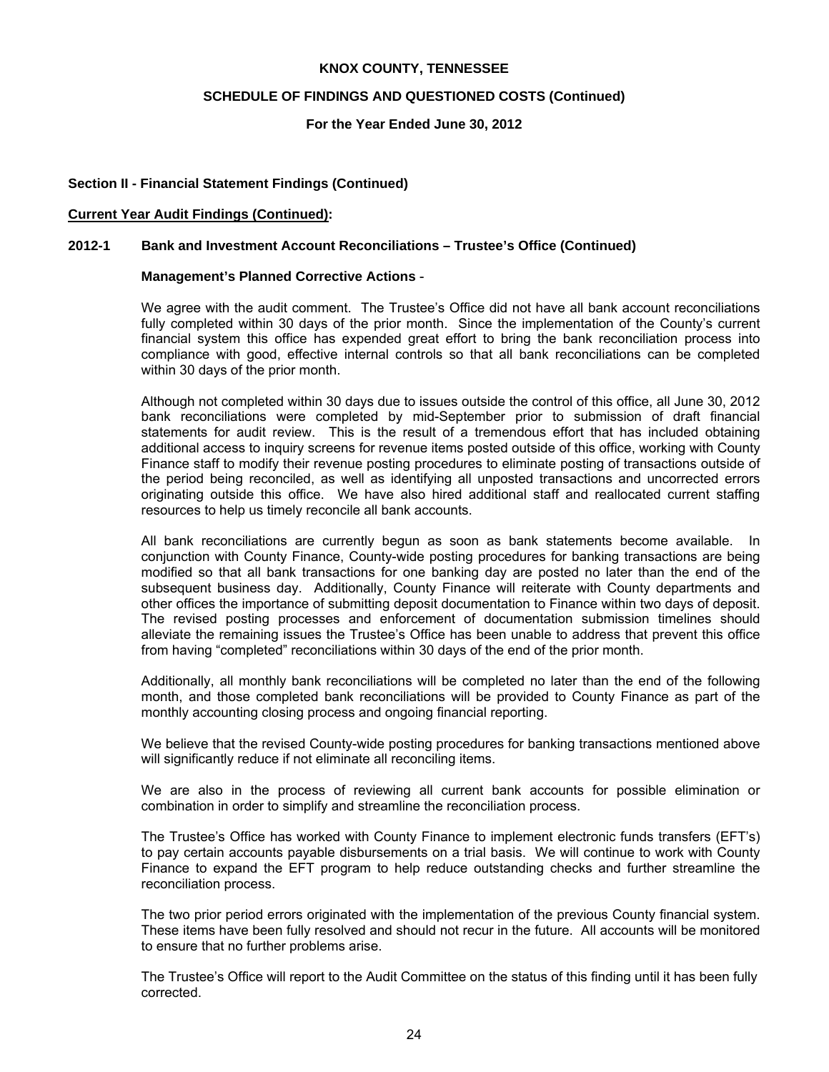**KNOX COUNTY, TENNESSEE**

**SCHEDULE OF FINDINGS AND QUESTIONED COSTS (Continued)**

**For the Year Ended June 30, 2012**

**Section II - Financial Statement Findings (Continued)**

**Current Year Audit Findings (Continued):**

**2012-1 Bank and Investment Account Reconciliations – Trustee's Office (Continued)**

**Management's Planned Corrective Actions** -

We agree with the audit comment. The Trustee's Office did not have all bank account reconciliations fully completed within 30 days of the prior month. Since the implementation of the County's current financial system this office has expended great effort to bring the bank reconciliation process into compliance with good, effective internal controls so that all bank reconciliations can be completed within 30 days of the prior month.

Although not completed within 30 days due to issues outside the control of this office, all June 30, 2012 bank reconciliations were completed by mid-September prior to submission of draft financial statements for audit review. This is the result of a tremendous effort that has included obtaining additional access to inquiry screens for revenue items posted outside of this office, working with County Finance staff to modify their revenue posting procedures to eliminate posting of transactions outside of the period being reconciled, as well as identifying all unposted transactions and uncorrected errors originating outside this office. We have also hired additional staff and reallocated current staffing resources to help us timely reconcile all bank accounts.

All bank reconciliations are currently begun as soon as bank statements become available. In conjunction with County Finance, County-wide posting procedures for banking transactions are being modified so that all bank transactions for one banking day are posted no later than the end of the subsequent business day. Additionally, County Finance will reiterate with County departments and other offices the importance of submitting deposit documentation to Finance within two days of deposit. The revised posting processes and enforcement of documentation submission timelines should alleviate the remaining issues the Trustee's Office has been unable to address that prevent this office from having "completed" reconciliations within 30 days of the end of the prior month.

Additionally, all monthly bank reconciliations will be completed no later than the end of the following month, and those completed bank reconciliations will be provided to County Finance as part of the monthly accounting closing process and ongoing financial reporting.

We believe that the revised County-wide posting procedures for banking transactions mentioned above will significantly reduce if not eliminate all reconciling items.

We are also in the process of reviewing all current bank accounts for possible elimination or combination in order to simplify and streamline the reconciliation process.

The Trustee's Office has worked with County Finance to implement electronic funds transfers (EFT's) to pay certain accounts payable disbursements on a trial basis. We will continue to work with County Finance to expand the EFT program to help reduce outstanding checks and further streamline the reconciliation process.

The two prior period errors originated with the implementation of the previous County financial system. These items have been fully resolved and should not recur in the future. All accounts will be monitored to ensure that no further problems arise.

The Trustee's Office will report to the Audit Committee on the status of this finding until it has been fully corrected.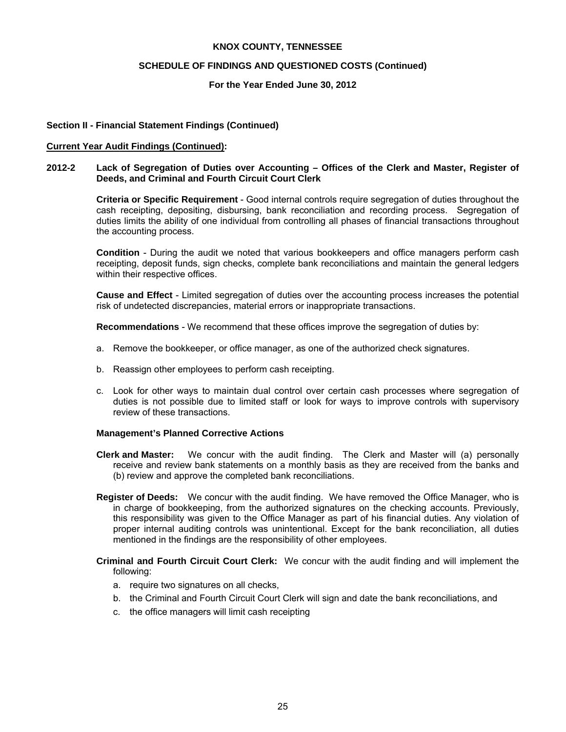# KNOX COUNTY, TENNESSEE

## SCHEDULE OF FINDINGS AND QUESTIONED COSTS (Continued)

### For the Year Ended June 30, 2012

**Section II - Financial Statement Findings (Continued)**

**Current Year Audit Findings (Continued):**

**2012-2 Lack of Segregation of Duties over Accounting – Offices of the Clerk and Master, Register of Deeds, and Criminal and Fourth Circuit Court Clerk**

**Criteria or Specific Requirement** - Good internal controls require segregation of duties throughout the cash receipting, depositing, disbursing, bank reconciliation and recording process. Segregation of duties limits the ability of one individual from controlling all phases of financial transactions throughout the accounting process.

**Condition** - During the audit we noted that various bookkeepers and office managers perform cash receipting, deposit funds, sign checks, complete bank reconciliations and maintain the general ledgers within their respective offices.

**Cause and Effect** - Limited segregation of duties over the accounting process increases the potential risk of undetected discrepancies, material errors or inappropriate transactions.

**Recommendations** - We recommend that these offices improve the segregation of duties by:

a. Remove the bookkeeper, or office manager, as one of the authorized check signatures.

b. Reassign other employees to perform cash receipting.

c. Look for other ways to maintain dual control over certain cash processes where segregation of duties is not possible due to limited staff or look for ways to improve controls with supervisory review of these transactions.

**Management's Planned Corrective Actions**

**Clerk and Master:** We concur with the audit finding. The Clerk and Master will (a) personally receive and review bank statements on a monthly basis as they are received from the banks and (b) review and approve the completed bank reconciliations.

**Register of Deeds:** We concur with the audit finding. We have removed the Office Manager, who is in charge of bookkeeping, from the authorized signatures on the checking accounts. Previously, this responsibility was given to the Office Manager as part of his financial duties. Any violation of proper internal auditing controls was unintentional. Except for the bank reconciliation, all duties mentioned in the findings are the responsibility of other employees.

**Criminal and Fourth Circuit Court Clerk:** We concur with the audit finding and will implement the following:

a. require two signatures on all checks,

b. the Criminal and Fourth Circuit Court Clerk will sign and date the bank reconciliations, and

c. the office managers will limit cash receipting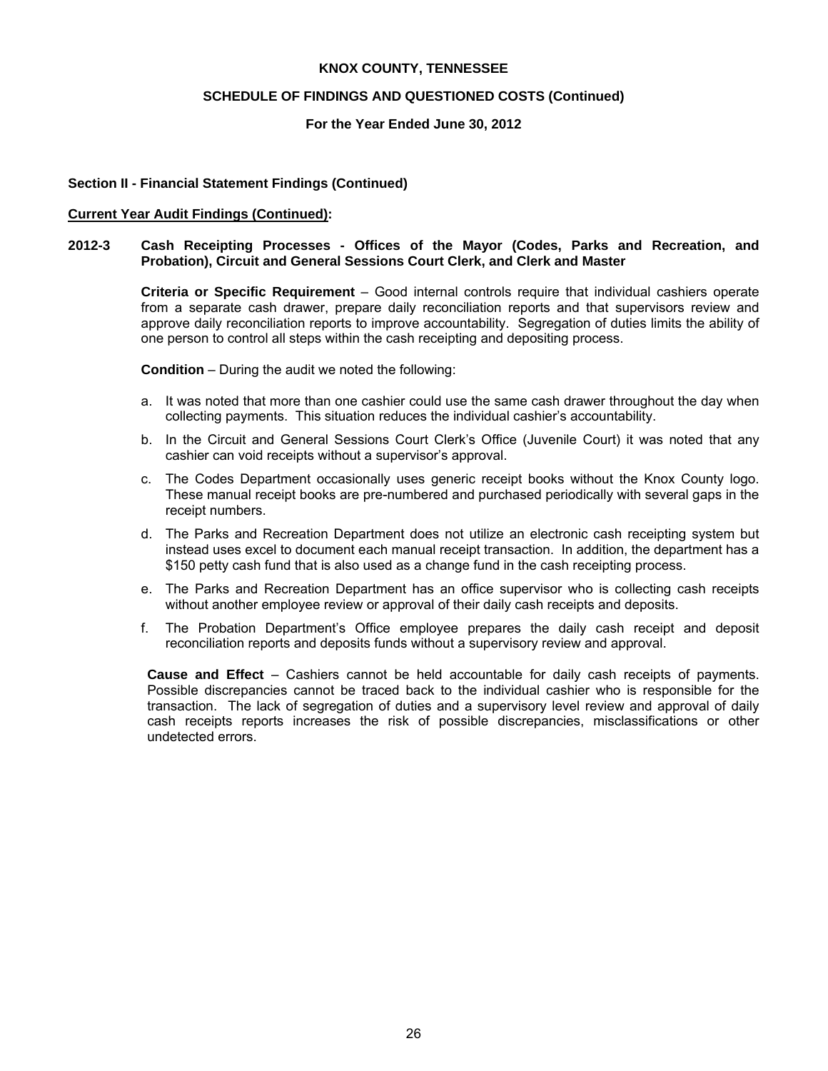KNOX COUNTY, TENNESSEE

SCHEDULE OF FINDINGS AND QUESTIONED COSTS (Continued)

For the Year Ended June 30, 2012

**Section II - Financial Statement Findings (Continued)**

**Current Year Audit Findings (Continued):**

**2012-3 Cash Receipting Processes - Offices of the Mayor (Codes, Parks and Recreation, and Probation), Circuit and General Sessions Court Clerk, and Clerk and Master**

**Criteria or Specific Requirement** – Good internal controls require that individual cashiers operate from a separate cash drawer, prepare daily reconciliation reports and that supervisors review and approve daily reconciliation reports to improve accountability. Segregation of duties limits the ability of one person to control all steps within the cash receipting and depositing process.

**Condition** – During the audit we noted the following:

a. It was noted that more than one cashier could use the same cash drawer throughout the day when collecting payments. This situation reduces the individual cashier's accountability.

b. In the Circuit and General Sessions Court Clerk's Office (Juvenile Court) it was noted that any cashier can void receipts without a supervisor's approval.

c. The Codes Department occasionally uses generic receipt books without the Knox County logo. These manual receipt books are pre-numbered and purchased periodically with several gaps in the receipt numbers.

d. The Parks and Recreation Department does not utilize an electronic cash receipting system but instead uses excel to document each manual receipt transaction. In addition, the department has a $150 petty cash fund that is also used as a change fund in the cash receipting process.

e. The Parks and Recreation Department has an office supervisor who is collecting cash receipts without another employee review or approval of their daily cash receipts and deposits.

f. The Probation Department's Office employee prepares the daily cash receipt and deposit reconciliation reports and deposits funds without a supervisory review and approval.

**Cause and Effect** – Cashiers cannot be held accountable for daily cash receipts of payments. Possible discrepancies cannot be traced back to the individual cashier who is responsible for the transaction. The lack of segregation of duties and a supervisory level review and approval of daily cash receipts reports increases the risk of possible discrepancies, misclassifications or other undetected errors.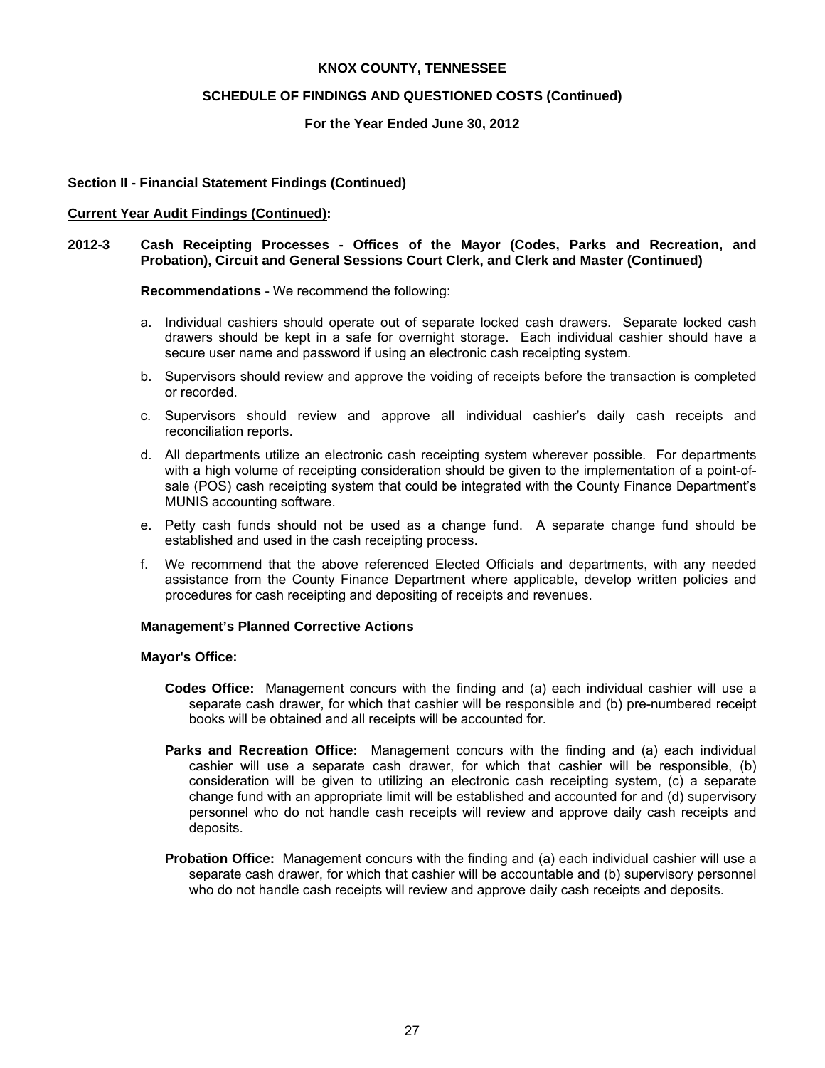**KNOX COUNTY, TENNESSEE**

**SCHEDULE OF FINDINGS AND QUESTIONED COSTS (Continued)**

**For the Year Ended June 30, 2012**

**Section II - Financial Statement Findings (Continued)**

**Current Year Audit Findings (Continued):**

**2012-3 Cash Receipting Processes - Offices of the Mayor (Codes, Parks and Recreation, and Probation), Circuit and General Sessions Court Clerk, and Clerk and Master (Continued)**

**Recommendations** - We recommend the following:

a. Individual cashiers should operate out of separate locked cash drawers. Separate locked cash drawers should be kept in a safe for overnight storage. Each individual cashier should have a secure user name and password if using an electronic cash receipting system.

b. Supervisors should review and approve the voiding of receipts before the transaction is completed or recorded.

c. Supervisors should review and approve all individual cashier's daily cash receipts and reconciliation reports.

d. All departments utilize an electronic cash receipting system wherever possible. For departments with a high volume of receipting consideration should be given to the implementation of a point-of-sale (POS) cash receipting system that could be integrated with the County Finance Department's MUNIS accounting software.

e. Petty cash funds should not be used as a change fund. A separate change fund should be established and used in the cash receipting process.

f. We recommend that the above referenced Elected Officials and departments, with any needed assistance from the County Finance Department where applicable, develop written policies and procedures for cash receipting and depositing of receipts and revenues.

**Management's Planned Corrective Actions**

**Mayor's Office:**

**Codes Office:** Management concurs with the finding and (a) each individual cashier will use a separate cash drawer, for which that cashier will be responsible and (b) pre-numbered receipt books will be obtained and all receipts will be accounted for.

**Parks and Recreation Office:** Management concurs with the finding and (a) each individual cashier will use a separate cash drawer, for which that cashier will be responsible, (b) consideration will be given to utilizing an electronic cash receipting system, (c) a separate change fund with an appropriate limit will be established and accounted for and (d) supervisory personnel who do not handle cash receipts will review and approve daily cash receipts and deposits.

**Probation Office:** Management concurs with the finding and (a) each individual cashier will use a separate cash drawer, for which that cashier will be accountable and (b) supervisory personnel who do not handle cash receipts will review and approve daily cash receipts and deposits.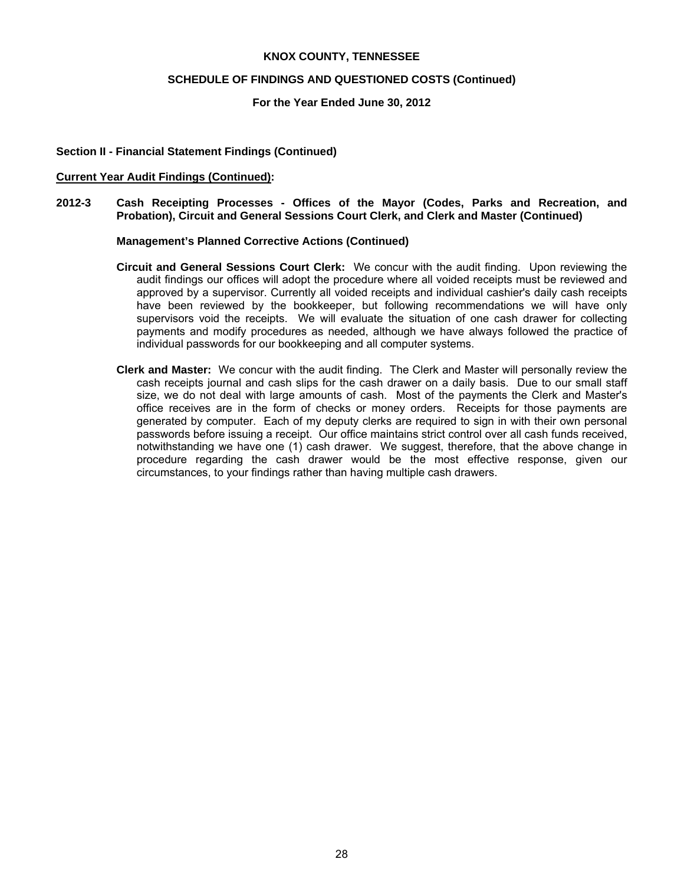**Section II - Financial Statement Findings (Continued)**

**Current Year Audit Findings (Continued):**

**2012-3 Cash Receipting Processes - Offices of the Mayor (Codes, Parks and Recreation, and Probation), Circuit and General Sessions Court Clerk, and Clerk and Master (Continued)**

**Management's Planned Corrective Actions (Continued)**

**Circuit and General Sessions Court Clerk:** We concur with the audit finding. Upon reviewing the audit findings our offices will adopt the procedure where all voided receipts must be reviewed and approved by a supervisor. Currently all voided receipts and individual cashier's daily cash receipts have been reviewed by the bookkeeper, but following recommendations we will have only supervisors void the receipts. We will evaluate the situation of one cash drawer for collecting payments and modify procedures as needed, although we have always followed the practice of individual passwords for our bookkeeping and all computer systems.

**Clerk and Master:** We concur with the audit finding. The Clerk and Master will personally review the cash receipts journal and cash slips for the cash drawer on a daily basis. Due to our small staff size, we do not deal with large amounts of cash. Most of the payments the Clerk and Master's office receives are in the form of checks or money orders. Receipts for those payments are generated by computer. Each of my deputy clerks are required to sign in with their own personal passwords before issuing a receipt. Our office maintains strict control over all cash funds received, notwithstanding we have one (1) cash drawer. We suggest, therefore, that the above change in procedure regarding the cash drawer would be the most effective response, given our circumstances, to your findings rather than having multiple cash drawers.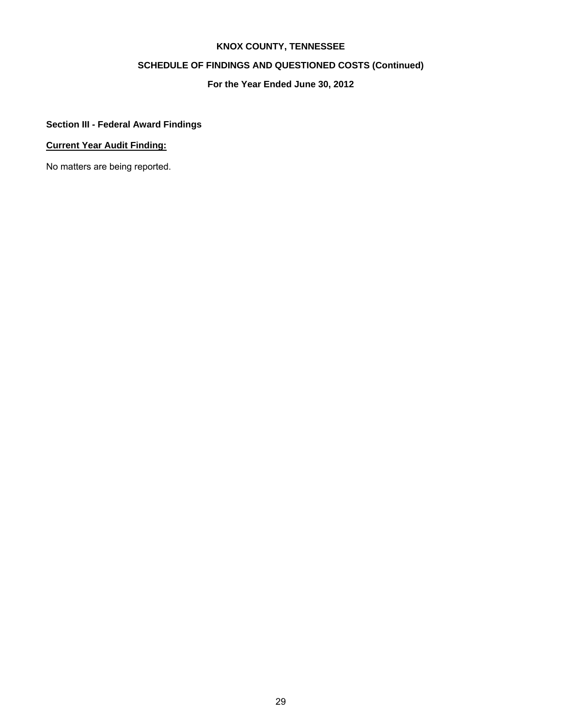# KNOX COUNTY, TENNESSEE

## SCHEDULE OF FINDINGS AND QUESTIONED COSTS (Continued)

### For the Year Ended June 30, 2012

**Section III - Federal Award Findings**

**Current Year Audit Finding:**

No matters are being reported.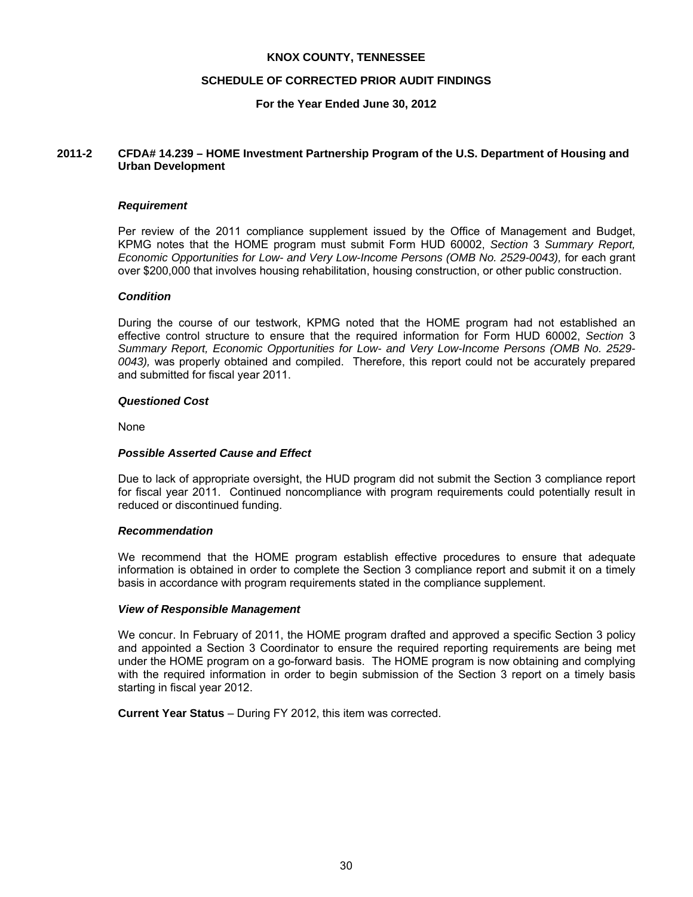**KNOX COUNTY, TENNESSEE**

**SCHEDULE OF CORRECTED PRIOR AUDIT FINDINGS**

**For the Year Ended June 30, 2012**

**2011-2 CFDA# 14.239 – HOME Investment Partnership Program of the U.S. Department of Housing and Urban Development**

***Requirement***

Per review of the 2011 compliance supplement issued by the Office of Management and Budget, KPMG notes that the HOME program must submit Form HUD 60002, *Section* 3 *Summary Report, Economic Opportunities for Low- and Very Low-Income Persons (OMB No. 2529-0043),* for each grant over $200,000 that involves housing rehabilitation, housing construction, or other public construction.

***Condition***

During the course of our testwork, KPMG noted that the HOME program had not established an effective control structure to ensure that the required information for Form HUD 60002, *Section* 3 *Summary Report, Economic Opportunities for Low- and Very Low-Income Persons (OMB No. 2529-0043),* was properly obtained and compiled. Therefore, this report could not be accurately prepared and submitted for fiscal year 2011.

***Questioned Cost***

None

***Possible Asserted Cause and Effect***

Due to lack of appropriate oversight, the HUD program did not submit the Section 3 compliance report for fiscal year 2011. Continued noncompliance with program requirements could potentially result in reduced or discontinued funding.

***Recommendation***

We recommend that the HOME program establish effective procedures to ensure that adequate information is obtained in order to complete the Section 3 compliance report and submit it on a timely basis in accordance with program requirements stated in the compliance supplement.

***View of Responsible Management***

We concur. In February of 2011, the HOME program drafted and approved a specific Section 3 policy and appointed a Section 3 Coordinator to ensure the required reporting requirements are being met under the HOME program on a go-forward basis. The HOME program is now obtaining and complying with the required information in order to begin submission of the Section 3 report on a timely basis starting in fiscal year 2012.

**Current Year Status** – During FY 2012, this item was corrected.